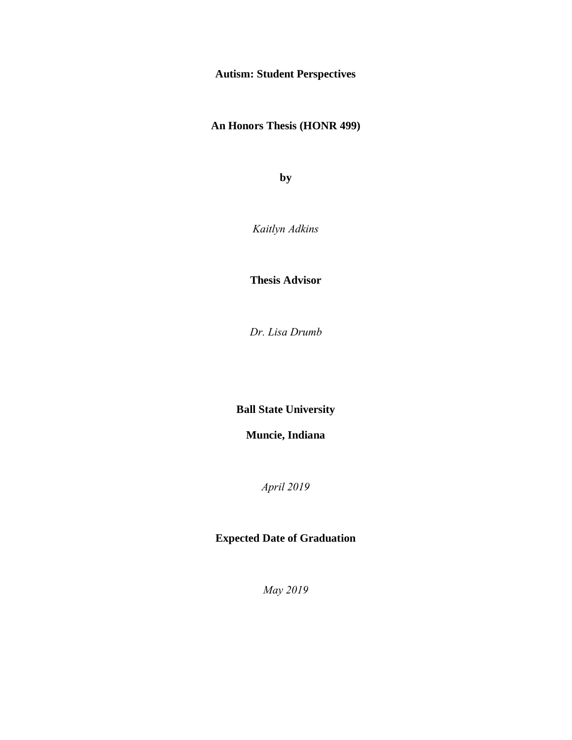# Autism: Student Perspectives

**An Honors Thesis (HONR 499)**

**by**

*Kaitlyn Adkins*

**Thesis Advisor**

*Dr. Lisa Drumb*

**Ball State University**

**Muncie, Indiana**

*April 2019*

**Expected Date of Graduation**

*May 2019*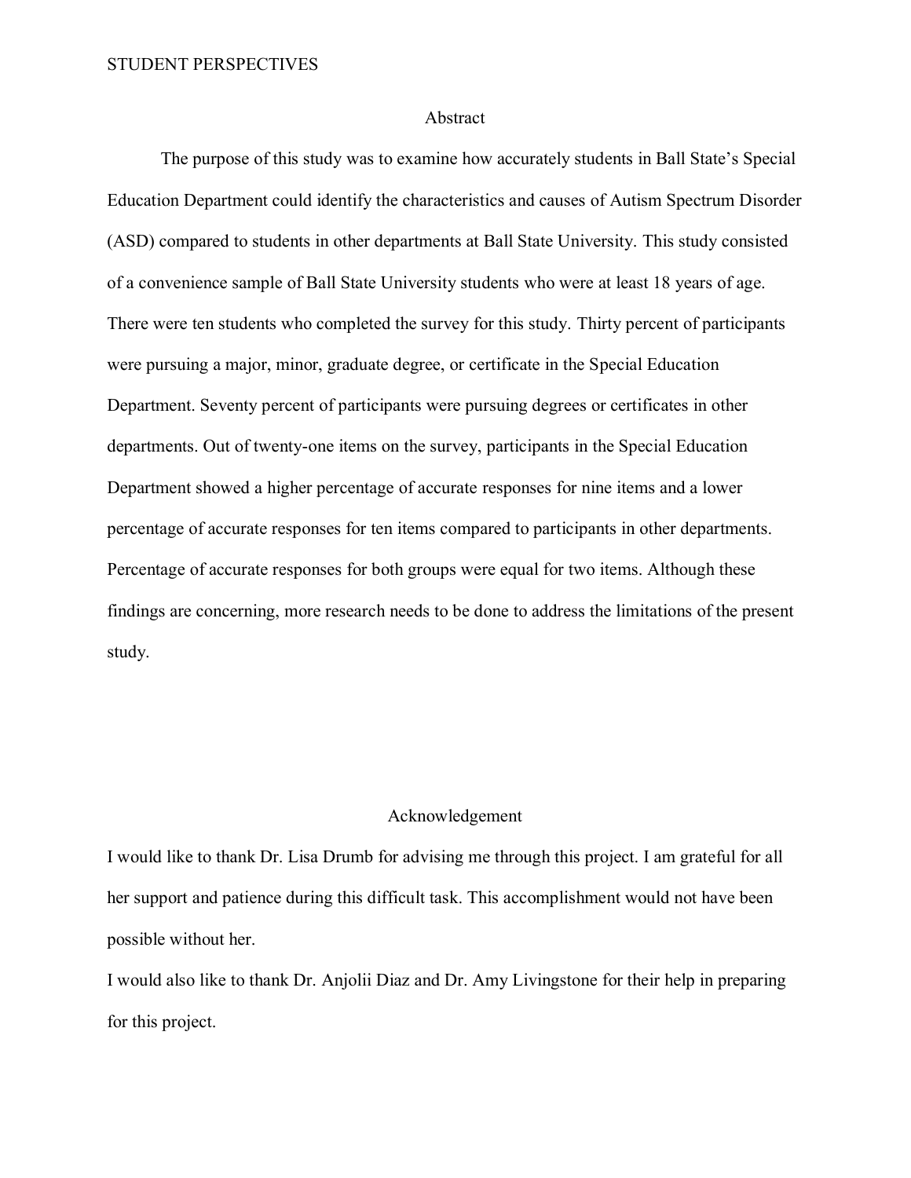## Abstract

The purpose of this study was to examine how accurately students in Ball State's Special Education Department could identify the characteristics and causes of Autism Spectrum Disorder (ASD) compared to students in other departments at Ball State University. This study consisted of a convenience sample of Ball State University students who were at least 18 years of age. There were ten students who completed the survey for this study. Thirty percent of participants were pursuing a major, minor, graduate degree, or certificate in the Special Education Department. Seventy percent of participants were pursuing degrees or certificates in other departments. Out of twenty-one items on the survey, participants in the Special Education Department showed a higher percentage of accurate responses for nine items and a lower percentage of accurate responses for ten items compared to participants in other departments. Percentage of accurate responses for both groups were equal for two items. Although these findings are concerning, more research needs to be done to address the limitations of the present study.

## Acknowledgement

I would like to thank Dr. Lisa Drumb for advising me through this project. I am grateful for all her support and patience during this difficult task. This accomplishment would not have been possible without her.

I would also like to thank Dr. Anjolii Diaz and Dr. Amy Livingstone for their help in preparing for this project.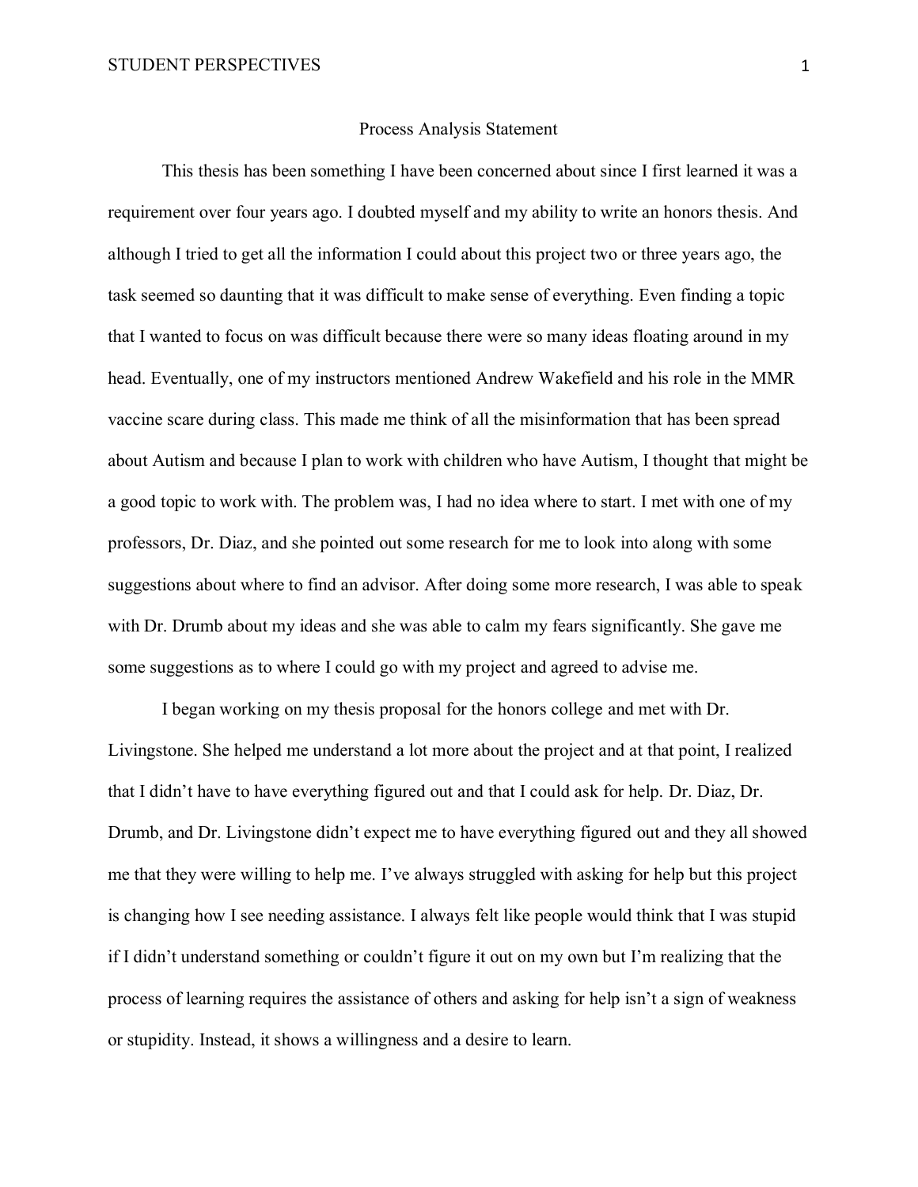# Process Analysis Statement

This thesis has been something I have been concerned about since I first learned it was a requirement over four years ago. I doubted myself and my ability to write an honors thesis. And although I tried to get all the information I could about this project two or three years ago, the task seemed so daunting that it was difficult to make sense of everything. Even finding a topic that I wanted to focus on was difficult because there were so many ideas floating around in my head. Eventually, one of my instructors mentioned Andrew Wakefield and his role in the MMR vaccine scare during class. This made me think of all the misinformation that has been spread about Autism and because I plan to work with children who have Autism, I thought that might be a good topic to work with. The problem was, I had no idea where to start. I met with one of my professors, Dr. Diaz, and she pointed out some research for me to look into along with some suggestions about where to find an advisor. After doing some more research, I was able to speak with Dr. Drumb about my ideas and she was able to calm my fears significantly. She gave me some suggestions as to where I could go with my project and agreed to advise me.

I began working on my thesis proposal for the honors college and met with Dr. Livingstone. She helped me understand a lot more about the project and at that point, I realized that I didn't have to have everything figured out and that I could ask for help. Dr. Diaz, Dr. Drumb, and Dr. Livingstone didn't expect me to have everything figured out and they all showed me that they were willing to help me. I've always struggled with asking for help but this project is changing how I see needing assistance. I always felt like people would think that I was stupid if I didn't understand something or couldn't figure it out on my own but I'm realizing that the process of learning requires the assistance of others and asking for help isn't a sign of weakness or stupidity. Instead, it shows a willingness and a desire to learn.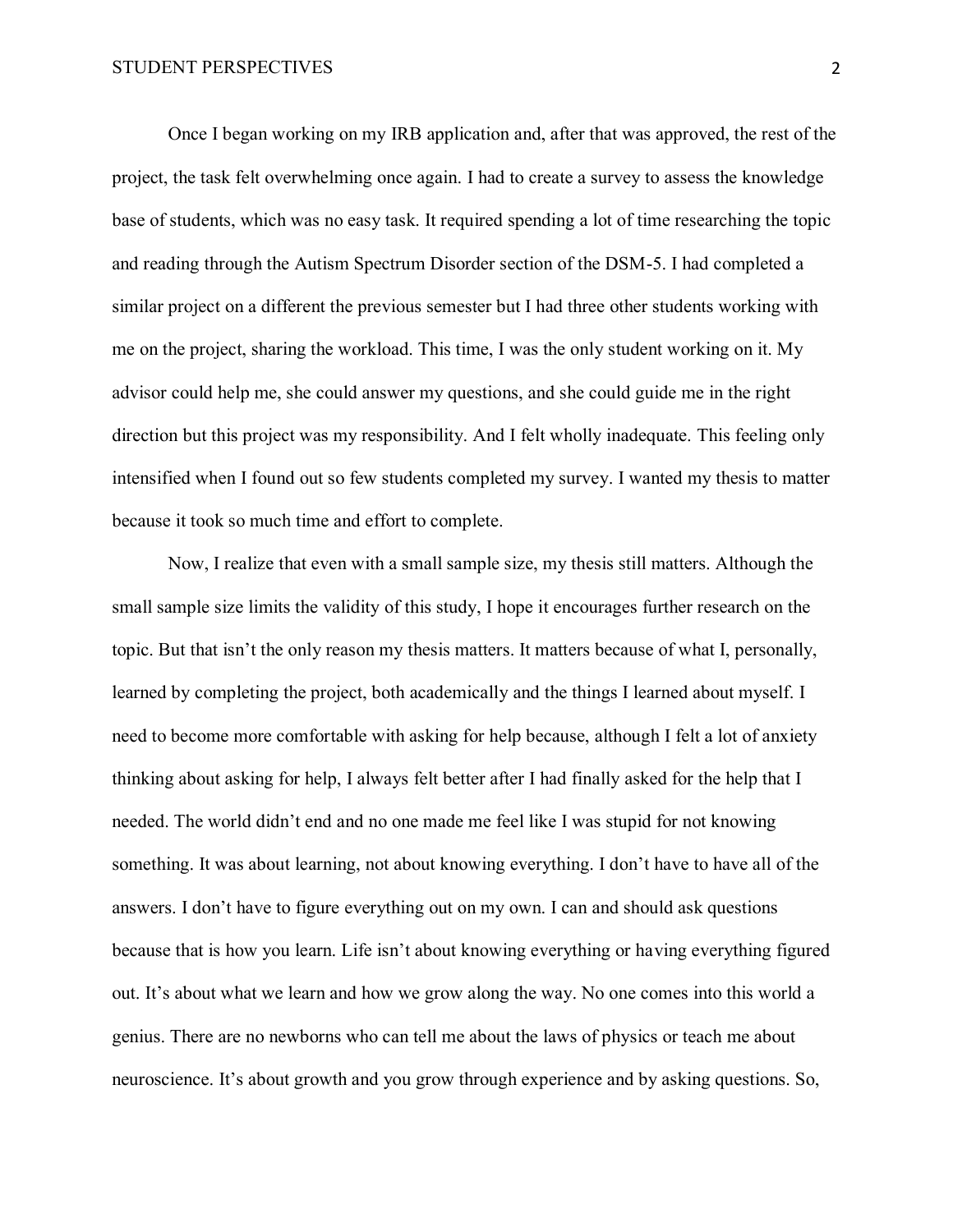Once I began working on my IRB application and, after that was approved, the rest of the project, the task felt overwhelming once again. I had to create a survey to assess the knowledge base of students, which was no easy task. It required spending a lot of time researching the topic and reading through the Autism Spectrum Disorder section of the DSM-5. I had completed a similar project on a different the previous semester but I had three other students working with me on the project, sharing the workload. This time, I was the only student working on it. My advisor could help me, she could answer my questions, and she could guide me in the right direction but this project was my responsibility. And I felt wholly inadequate. This feeling only intensified when I found out so few students completed my survey. I wanted my thesis to matter because it took so much time and effort to complete.

Now, I realize that even with a small sample size, my thesis still matters. Although the small sample size limits the validity of this study, I hope it encourages further research on the topic. But that isn't the only reason my thesis matters. It matters because of what I, personally, learned by completing the project, both academically and the things I learned about myself. I need to become more comfortable with asking for help because, although I felt a lot of anxiety thinking about asking for help, I always felt better after I had finally asked for the help that I needed. The world didn't end and no one made me feel like I was stupid for not knowing something. It was about learning, not about knowing everything. I don't have to have all of the answers. I don't have to figure everything out on my own. I can and should ask questions because that is how you learn. Life isn't about knowing everything or having everything figured out. It's about what we learn and how we grow along the way. No one comes into this world a genius. There are no newborns who can tell me about the laws of physics or teach me about neuroscience. It's about growth and you grow through experience and by asking questions. So,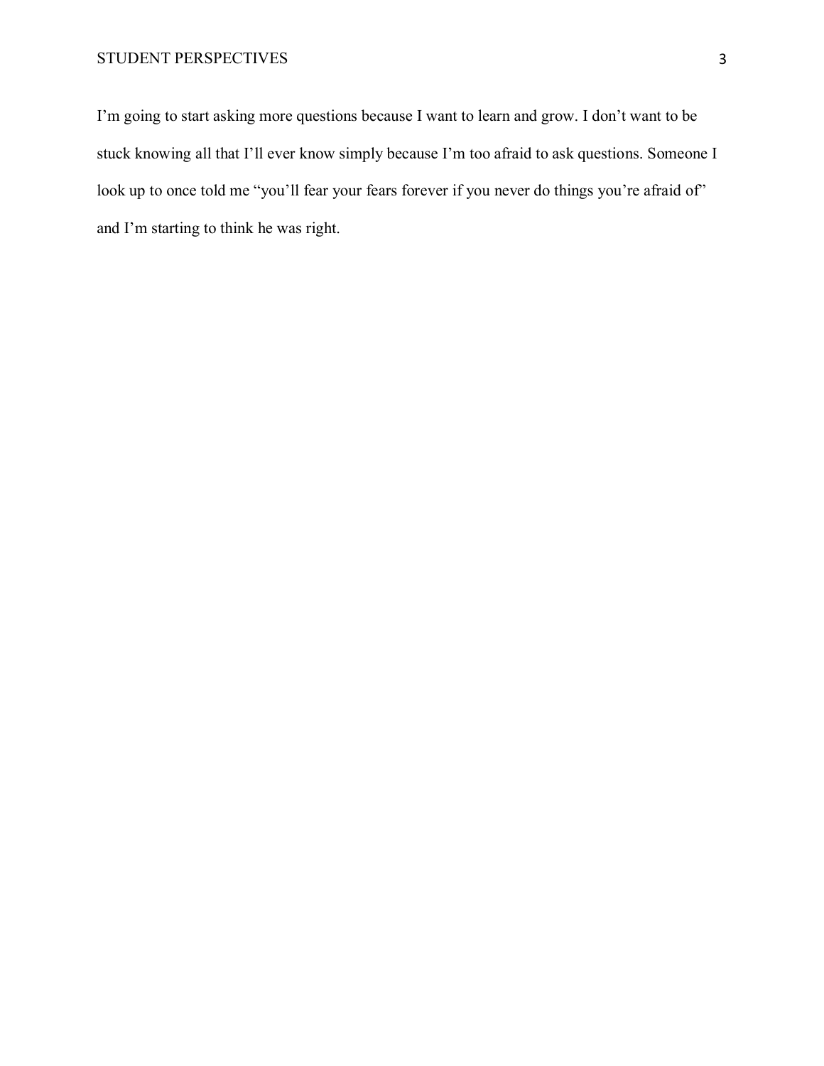I'm going to start asking more questions because I want to learn and grow. I don't want to be stuck knowing all that I'll ever know simply because I'm too afraid to ask questions. Someone I look up to once told me "you'll fear your fears forever if you never do things you're afraid of" and I'm starting to think he was right.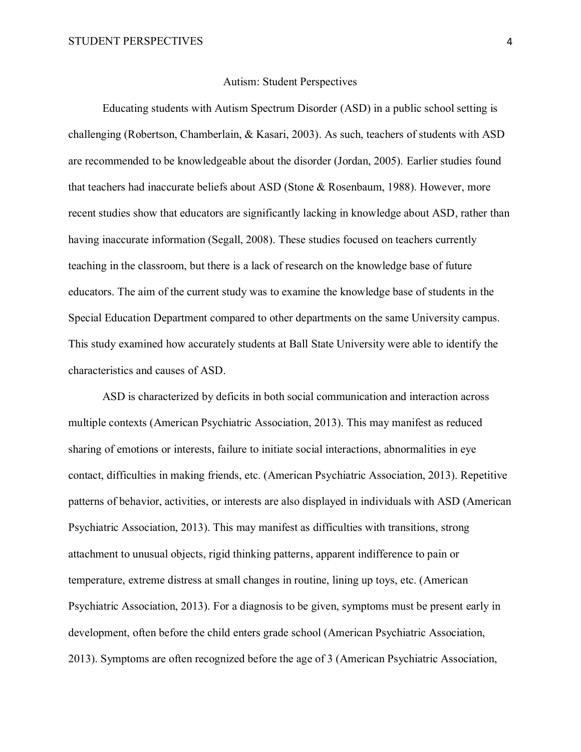# Autism: Student Perspectives

Educating students with Autism Spectrum Disorder (ASD) in a public school setting is challenging (Robertson, Chamberlain, & Kasari, 2003). As such, teachers of students with ASD are recommended to be knowledgeable about the disorder (Jordan, 2005). Earlier studies found that teachers had inaccurate beliefs about ASD (Stone & Rosenbaum, 1988). However, more recent studies show that educators are significantly lacking in knowledge about ASD, rather than having inaccurate information (Segall, 2008). These studies focused on teachers currently teaching in the classroom, but there is a lack of research on the knowledge base of future educators. The aim of the current study was to examine the knowledge base of students in the Special Education Department compared to other departments on the same University campus. This study examined how accurately students at Ball State University were able to identify the characteristics and causes of ASD.

ASD is characterized by deficits in both social communication and interaction across multiple contexts (American Psychiatric Association, 2013). This may manifest as reduced sharing of emotions or interests, failure to initiate social interactions, abnormalities in eye contact, difficulties in making friends, etc. (American Psychiatric Association, 2013). Repetitive patterns of behavior, activities, or interests are also displayed in individuals with ASD (American Psychiatric Association, 2013). This may manifest as difficulties with transitions, strong attachment to unusual objects, rigid thinking patterns, apparent indifference to pain or temperature, extreme distress at small changes in routine, lining up toys, etc. (American Psychiatric Association, 2013). For a diagnosis to be given, symptoms must be present early in development, often before the child enters grade school (American Psychiatric Association, 2013). Symptoms are often recognized before the age of 3 (American Psychiatric Association,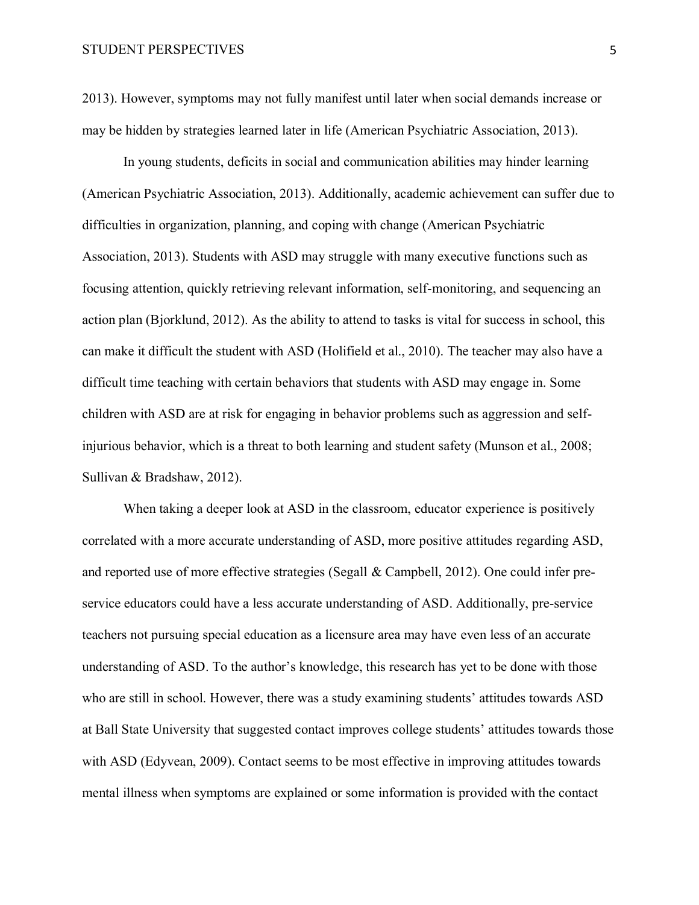2013). However, symptoms may not fully manifest until later when social demands increase or may be hidden by strategies learned later in life (American Psychiatric Association, 2013).

In young students, deficits in social and communication abilities may hinder learning (American Psychiatric Association, 2013). Additionally, academic achievement can suffer due to difficulties in organization, planning, and coping with change (American Psychiatric Association, 2013). Students with ASD may struggle with many executive functions such as focusing attention, quickly retrieving relevant information, self-monitoring, and sequencing an action plan (Bjorklund, 2012). As the ability to attend to tasks is vital for success in school, this can make it difficult the student with ASD (Holifield et al., 2010). The teacher may also have a difficult time teaching with certain behaviors that students with ASD may engage in. Some children with ASD are at risk for engaging in behavior problems such as aggression and self-injurious behavior, which is a threat to both learning and student safety (Munson et al., 2008; Sullivan & Bradshaw, 2012).

When taking a deeper look at ASD in the classroom, educator experience is positively correlated with a more accurate understanding of ASD, more positive attitudes regarding ASD, and reported use of more effective strategies (Segall & Campbell, 2012). One could infer pre-service educators could have a less accurate understanding of ASD. Additionally, pre-service teachers not pursuing special education as a licensure area may have even less of an accurate understanding of ASD. To the author's knowledge, this research has yet to be done with those who are still in school. However, there was a study examining students' attitudes towards ASD at Ball State University that suggested contact improves college students' attitudes towards those with ASD (Edyvean, 2009). Contact seems to be most effective in improving attitudes towards mental illness when symptoms are explained or some information is provided with the contact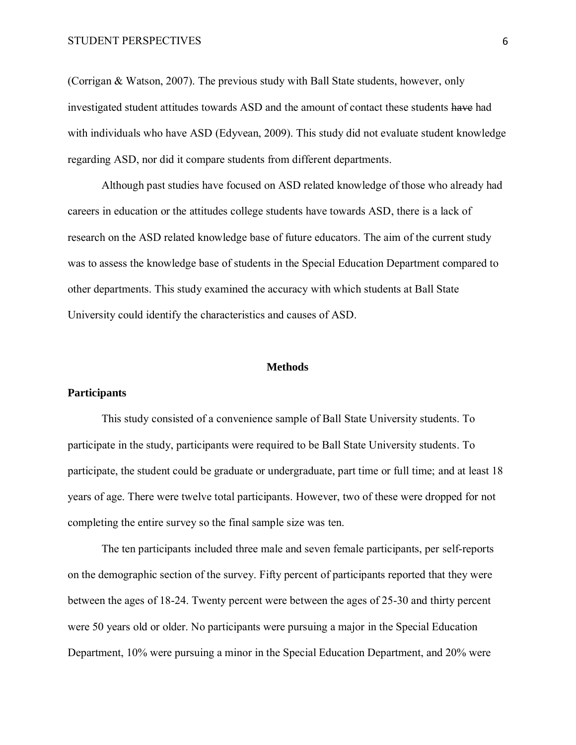(Corrigan & Watson, 2007). The previous study with Ball State students, however, only investigated student attitudes towards ASD and the amount of contact these students ~~have~~ had with individuals who have ASD (Edyvean, 2009). This study did not evaluate student knowledge regarding ASD, nor did it compare students from different departments.

Although past studies have focused on ASD related knowledge of those who already had careers in education or the attitudes college students have towards ASD, there is a lack of research on the ASD related knowledge base of future educators. The aim of the current study was to assess the knowledge base of students in the Special Education Department compared to other departments. This study examined the accuracy with which students at Ball State University could identify the characteristics and causes of ASD.

## Methods

### Participants

This study consisted of a convenience sample of Ball State University students. To participate in the study, participants were required to be Ball State University students. To participate, the student could be graduate or undergraduate, part time or full time; and at least 18 years of age. There were twelve total participants. However, two of these were dropped for not completing the entire survey so the final sample size was ten.

The ten participants included three male and seven female participants, per self-reports on the demographic section of the survey. Fifty percent of participants reported that they were between the ages of 18-24. Twenty percent were between the ages of 25-30 and thirty percent were 50 years old or older. No participants were pursuing a major in the Special Education Department, 10% were pursuing a minor in the Special Education Department, and 20% were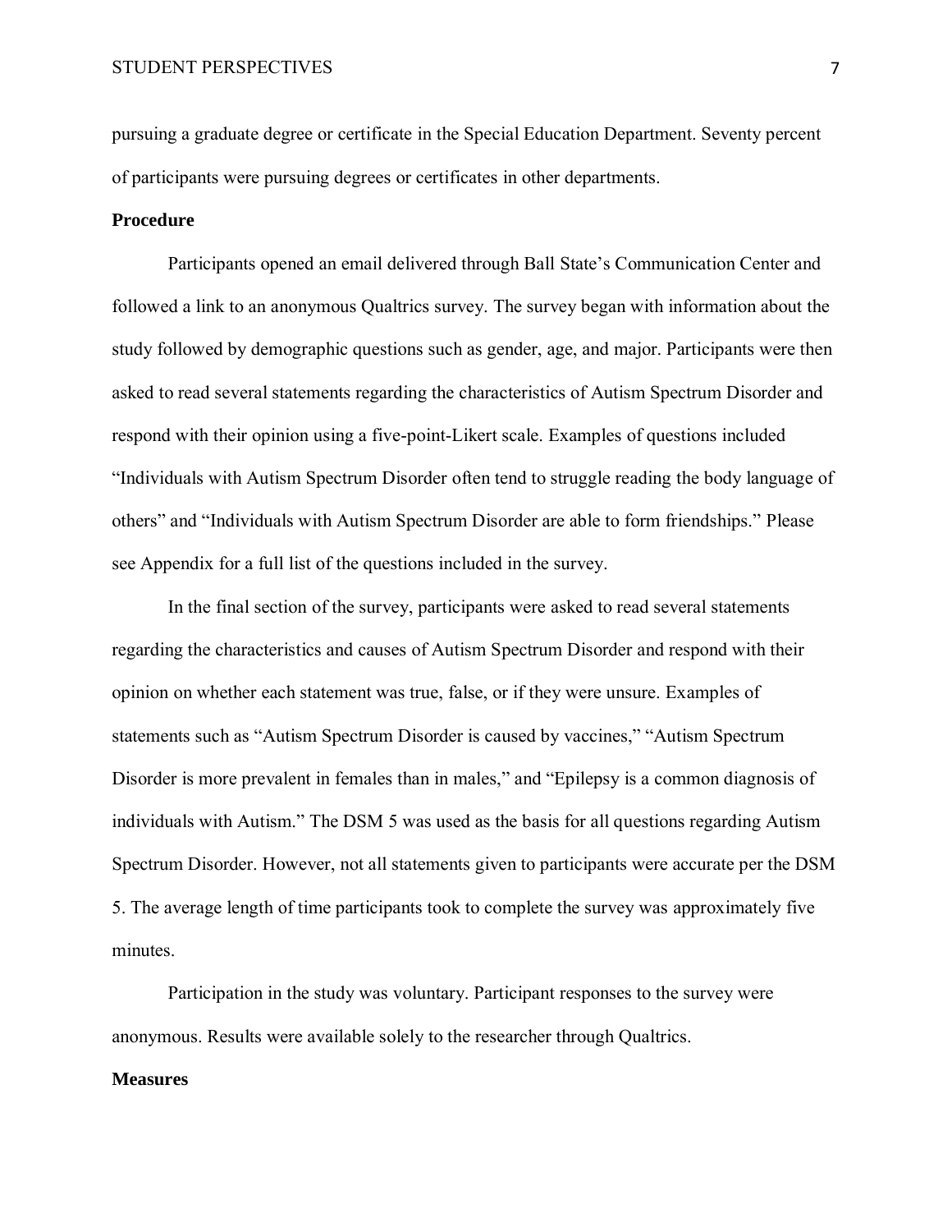pursuing a graduate degree or certificate in the Special Education Department. Seventy percent of participants were pursuing degrees or certificates in other departments.

## Procedure

Participants opened an email delivered through Ball State's Communication Center and followed a link to an anonymous Qualtrics survey. The survey began with information about the study followed by demographic questions such as gender, age, and major. Participants were then asked to read several statements regarding the characteristics of Autism Spectrum Disorder and respond with their opinion using a five-point-Likert scale. Examples of questions included "Individuals with Autism Spectrum Disorder often tend to struggle reading the body language of others" and "Individuals with Autism Spectrum Disorder are able to form friendships." Please see Appendix for a full list of the questions included in the survey.

In the final section of the survey, participants were asked to read several statements regarding the characteristics and causes of Autism Spectrum Disorder and respond with their opinion on whether each statement was true, false, or if they were unsure. Examples of statements such as "Autism Spectrum Disorder is caused by vaccines," "Autism Spectrum Disorder is more prevalent in females than in males," and "Epilepsy is a common diagnosis of individuals with Autism." The DSM 5 was used as the basis for all questions regarding Autism Spectrum Disorder. However, not all statements given to participants were accurate per the DSM 5. The average length of time participants took to complete the survey was approximately five minutes.

Participation in the study was voluntary. Participant responses to the survey were anonymous. Results were available solely to the researcher through Qualtrics.

## Measures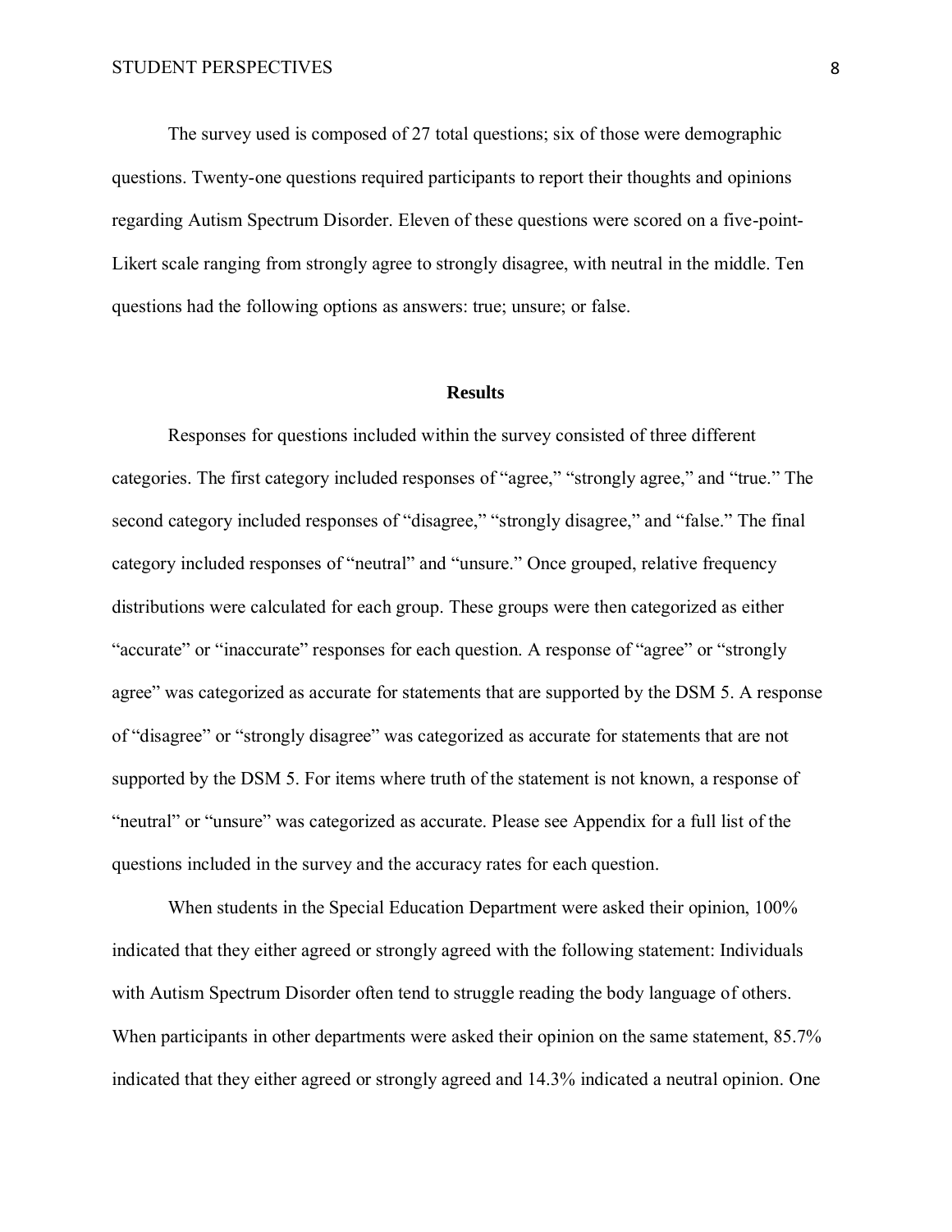The survey used is composed of 27 total questions; six of those were demographic questions. Twenty-one questions required participants to report their thoughts and opinions regarding Autism Spectrum Disorder. Eleven of these questions were scored on a five-point-Likert scale ranging from strongly agree to strongly disagree, with neutral in the middle. Ten questions had the following options as answers: true; unsure; or false.

## Results

Responses for questions included within the survey consisted of three different categories. The first category included responses of "agree," "strongly agree," and "true." The second category included responses of "disagree," "strongly disagree," and "false." The final category included responses of "neutral" and "unsure." Once grouped, relative frequency distributions were calculated for each group. These groups were then categorized as either "accurate" or "inaccurate" responses for each question. A response of "agree" or "strongly agree" was categorized as accurate for statements that are supported by the DSM 5. A response of "disagree" or "strongly disagree" was categorized as accurate for statements that are not supported by the DSM 5. For items where truth of the statement is not known, a response of "neutral" or "unsure" was categorized as accurate. Please see Appendix for a full list of the questions included in the survey and the accuracy rates for each question.

When students in the Special Education Department were asked their opinion, 100% indicated that they either agreed or strongly agreed with the following statement: Individuals with Autism Spectrum Disorder often tend to struggle reading the body language of others. When participants in other departments were asked their opinion on the same statement, 85.7% indicated that they either agreed or strongly agreed and 14.3% indicated a neutral opinion. One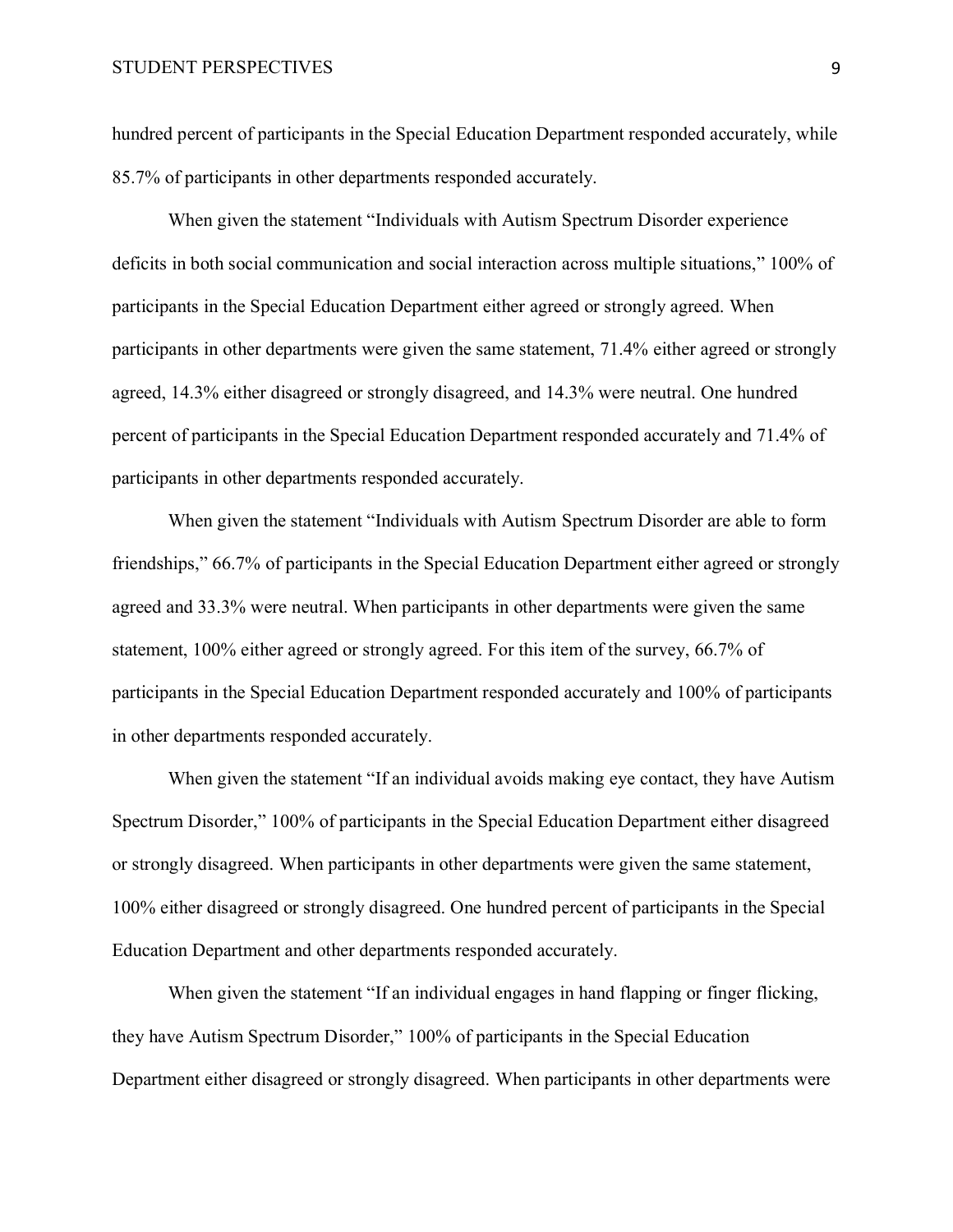hundred percent of participants in the Special Education Department responded accurately, while 85.7% of participants in other departments responded accurately.

When given the statement "Individuals with Autism Spectrum Disorder experience deficits in both social communication and social interaction across multiple situations," 100% of participants in the Special Education Department either agreed or strongly agreed. When participants in other departments were given the same statement, 71.4% either agreed or strongly agreed, 14.3% either disagreed or strongly disagreed, and 14.3% were neutral. One hundred percent of participants in the Special Education Department responded accurately and 71.4% of participants in other departments responded accurately.

When given the statement "Individuals with Autism Spectrum Disorder are able to form friendships," 66.7% of participants in the Special Education Department either agreed or strongly agreed and 33.3% were neutral. When participants in other departments were given the same statement, 100% either agreed or strongly agreed. For this item of the survey, 66.7% of participants in the Special Education Department responded accurately and 100% of participants in other departments responded accurately.

When given the statement "If an individual avoids making eye contact, they have Autism Spectrum Disorder," 100% of participants in the Special Education Department either disagreed or strongly disagreed. When participants in other departments were given the same statement, 100% either disagreed or strongly disagreed. One hundred percent of participants in the Special Education Department and other departments responded accurately.

When given the statement "If an individual engages in hand flapping or finger flicking, they have Autism Spectrum Disorder," 100% of participants in the Special Education Department either disagreed or strongly disagreed. When participants in other departments were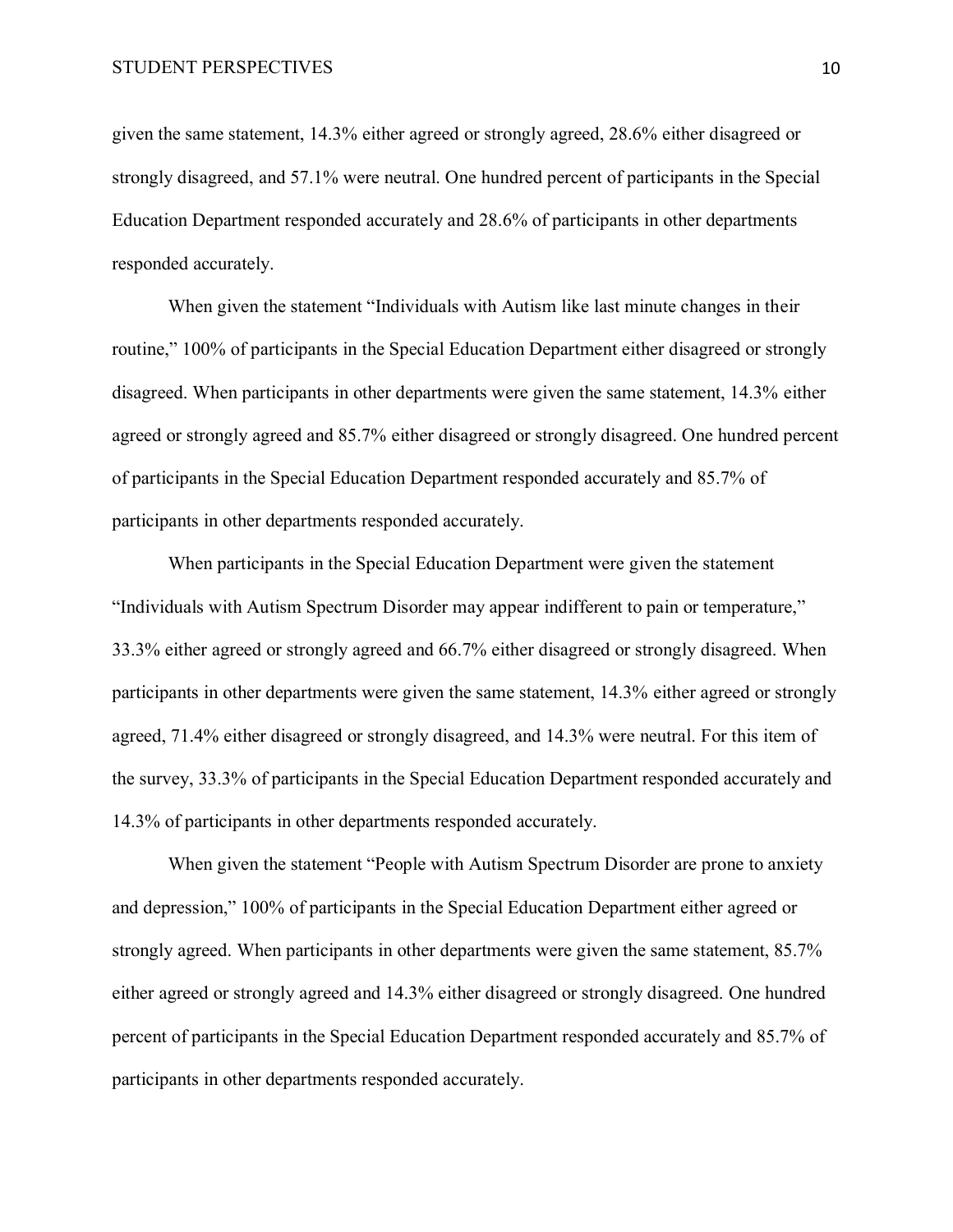given the same statement, 14.3% either agreed or strongly agreed, 28.6% either disagreed or strongly disagreed, and 57.1% were neutral. One hundred percent of participants in the Special Education Department responded accurately and 28.6% of participants in other departments responded accurately.

When given the statement “Individuals with Autism like last minute changes in their routine,” 100% of participants in the Special Education Department either disagreed or strongly disagreed. When participants in other departments were given the same statement, 14.3% either agreed or strongly agreed and 85.7% either disagreed or strongly disagreed. One hundred percent of participants in the Special Education Department responded accurately and 85.7% of participants in other departments responded accurately.

When participants in the Special Education Department were given the statement “Individuals with Autism Spectrum Disorder may appear indifferent to pain or temperature,” 33.3% either agreed or strongly agreed and 66.7% either disagreed or strongly disagreed. When participants in other departments were given the same statement, 14.3% either agreed or strongly agreed, 71.4% either disagreed or strongly disagreed, and 14.3% were neutral. For this item of the survey, 33.3% of participants in the Special Education Department responded accurately and 14.3% of participants in other departments responded accurately.

When given the statement “People with Autism Spectrum Disorder are prone to anxiety and depression,” 100% of participants in the Special Education Department either agreed or strongly agreed. When participants in other departments were given the same statement, 85.7% either agreed or strongly agreed and 14.3% either disagreed or strongly disagreed. One hundred percent of participants in the Special Education Department responded accurately and 85.7% of participants in other departments responded accurately.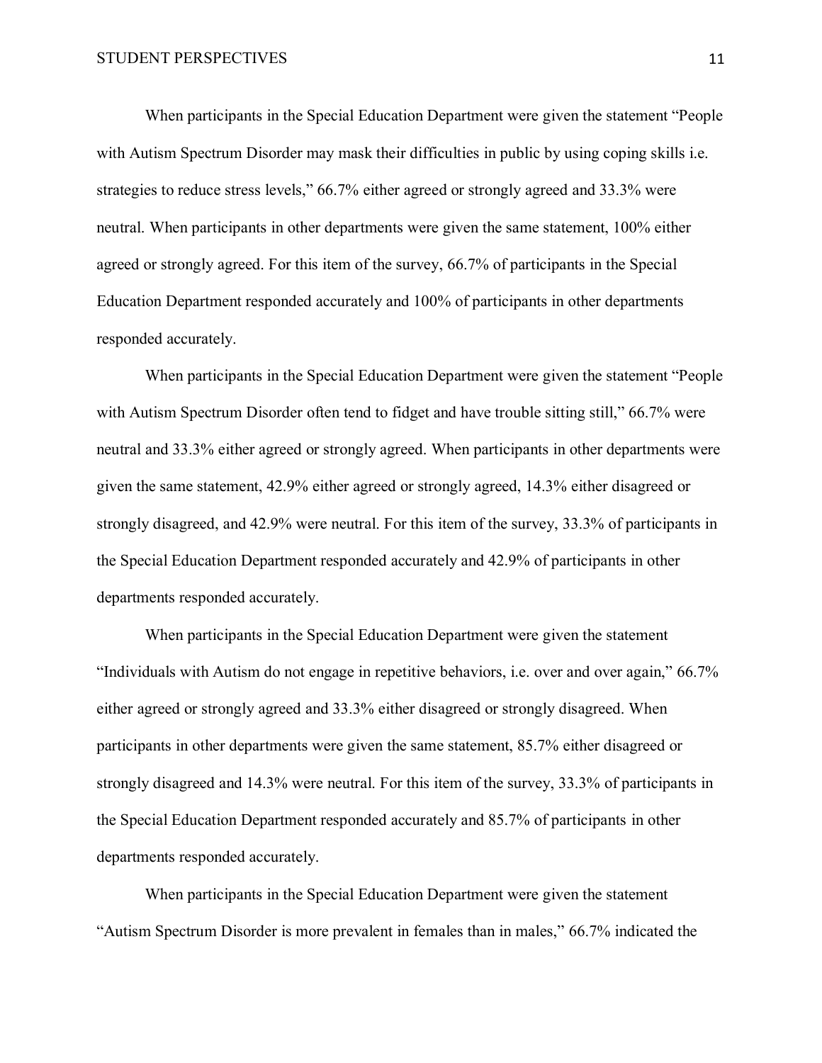When participants in the Special Education Department were given the statement "People with Autism Spectrum Disorder may mask their difficulties in public by using coping skills i.e. strategies to reduce stress levels," 66.7% either agreed or strongly agreed and 33.3% were neutral. When participants in other departments were given the same statement, 100% either agreed or strongly agreed. For this item of the survey, 66.7% of participants in the Special Education Department responded accurately and 100% of participants in other departments responded accurately.

When participants in the Special Education Department were given the statement "People with Autism Spectrum Disorder often tend to fidget and have trouble sitting still," 66.7% were neutral and 33.3% either agreed or strongly agreed. When participants in other departments were given the same statement, 42.9% either agreed or strongly agreed, 14.3% either disagreed or strongly disagreed, and 42.9% were neutral. For this item of the survey, 33.3% of participants in the Special Education Department responded accurately and 42.9% of participants in other departments responded accurately.

When participants in the Special Education Department were given the statement "Individuals with Autism do not engage in repetitive behaviors, i.e. over and over again," 66.7% either agreed or strongly agreed and 33.3% either disagreed or strongly disagreed. When participants in other departments were given the same statement, 85.7% either disagreed or strongly disagreed and 14.3% were neutral. For this item of the survey, 33.3% of participants in the Special Education Department responded accurately and 85.7% of participants in other departments responded accurately.

When participants in the Special Education Department were given the statement "Autism Spectrum Disorder is more prevalent in females than in males," 66.7% indicated the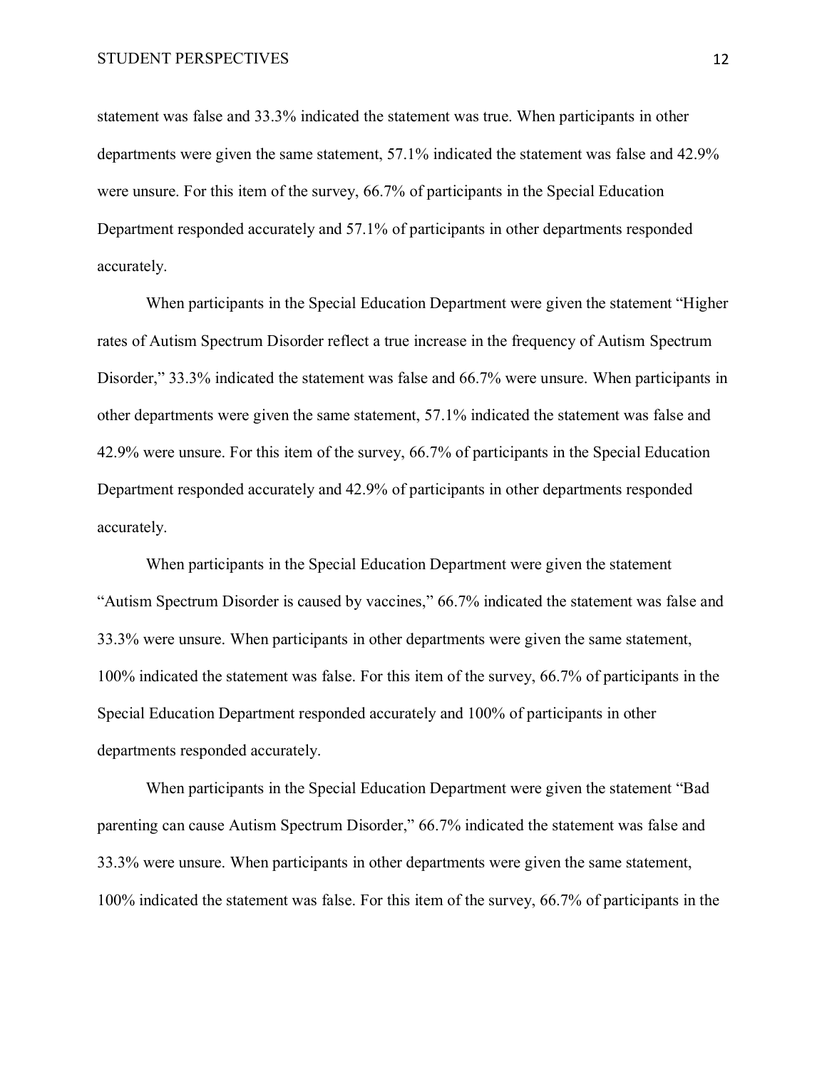statement was false and 33.3% indicated the statement was true. When participants in other departments were given the same statement, 57.1% indicated the statement was false and 42.9% were unsure. For this item of the survey, 66.7% of participants in the Special Education Department responded accurately and 57.1% of participants in other departments responded accurately.

When participants in the Special Education Department were given the statement "Higher rates of Autism Spectrum Disorder reflect a true increase in the frequency of Autism Spectrum Disorder," 33.3% indicated the statement was false and 66.7% were unsure. When participants in other departments were given the same statement, 57.1% indicated the statement was false and 42.9% were unsure. For this item of the survey, 66.7% of participants in the Special Education Department responded accurately and 42.9% of participants in other departments responded accurately.

When participants in the Special Education Department were given the statement "Autism Spectrum Disorder is caused by vaccines," 66.7% indicated the statement was false and 33.3% were unsure. When participants in other departments were given the same statement, 100% indicated the statement was false. For this item of the survey, 66.7% of participants in the Special Education Department responded accurately and 100% of participants in other departments responded accurately.

When participants in the Special Education Department were given the statement "Bad parenting can cause Autism Spectrum Disorder," 66.7% indicated the statement was false and 33.3% were unsure. When participants in other departments were given the same statement, 100% indicated the statement was false. For this item of the survey, 66.7% of participants in the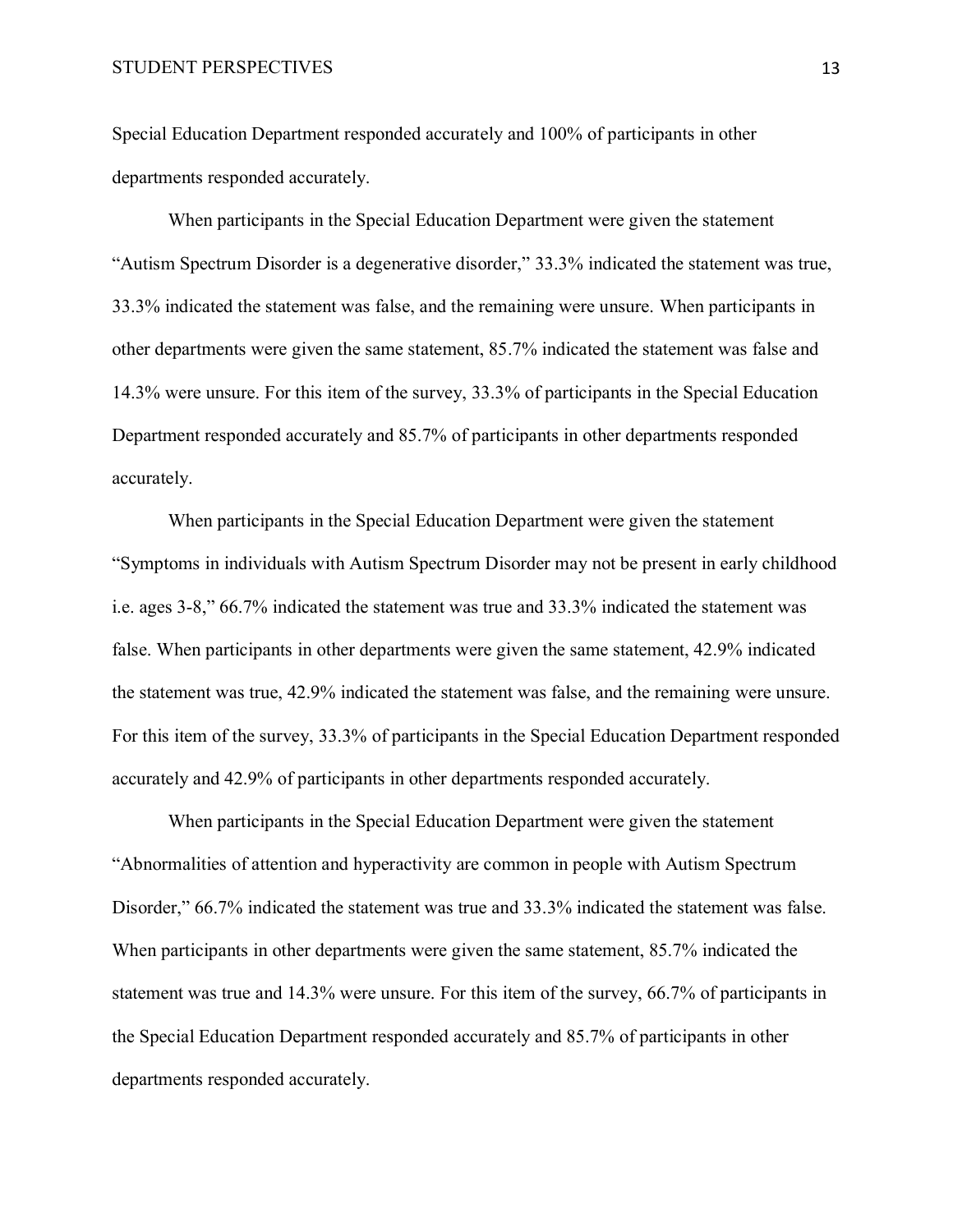Special Education Department responded accurately and 100% of participants in other departments responded accurately.

When participants in the Special Education Department were given the statement "Autism Spectrum Disorder is a degenerative disorder," 33.3% indicated the statement was true, 33.3% indicated the statement was false, and the remaining were unsure. When participants in other departments were given the same statement, 85.7% indicated the statement was false and 14.3% were unsure. For this item of the survey, 33.3% of participants in the Special Education Department responded accurately and 85.7% of participants in other departments responded accurately.

When participants in the Special Education Department were given the statement "Symptoms in individuals with Autism Spectrum Disorder may not be present in early childhood i.e. ages 3-8," 66.7% indicated the statement was true and 33.3% indicated the statement was false. When participants in other departments were given the same statement, 42.9% indicated the statement was true, 42.9% indicated the statement was false, and the remaining were unsure. For this item of the survey, 33.3% of participants in the Special Education Department responded accurately and 42.9% of participants in other departments responded accurately.

When participants in the Special Education Department were given the statement "Abnormalities of attention and hyperactivity are common in people with Autism Spectrum Disorder," 66.7% indicated the statement was true and 33.3% indicated the statement was false. When participants in other departments were given the same statement, 85.7% indicated the statement was true and 14.3% were unsure. For this item of the survey, 66.7% of participants in the Special Education Department responded accurately and 85.7% of participants in other departments responded accurately.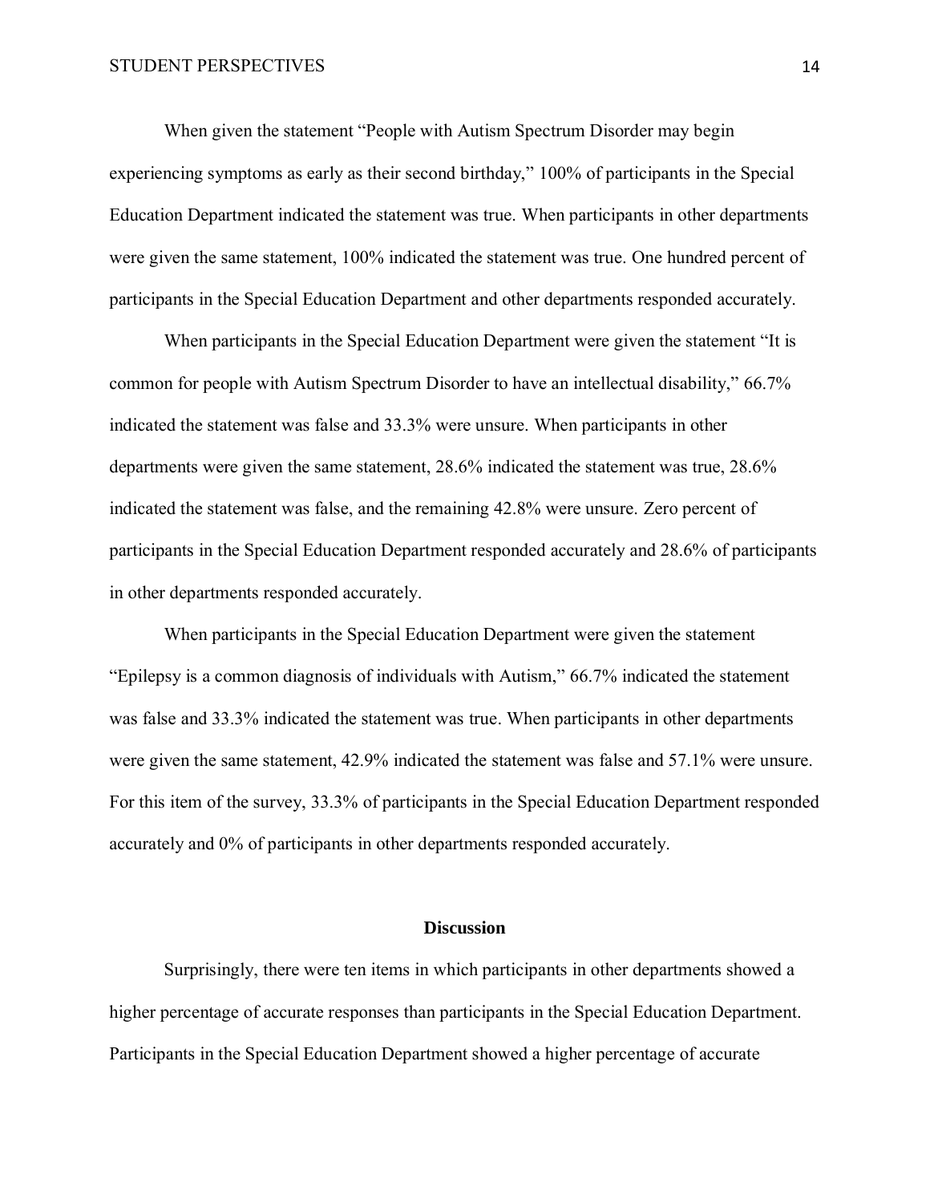When given the statement "People with Autism Spectrum Disorder may begin experiencing symptoms as early as their second birthday," 100% of participants in the Special Education Department indicated the statement was true. When participants in other departments were given the same statement, 100% indicated the statement was true. One hundred percent of participants in the Special Education Department and other departments responded accurately.

When participants in the Special Education Department were given the statement "It is common for people with Autism Spectrum Disorder to have an intellectual disability," 66.7% indicated the statement was false and 33.3% were unsure. When participants in other departments were given the same statement, 28.6% indicated the statement was true, 28.6% indicated the statement was false, and the remaining 42.8% were unsure. Zero percent of participants in the Special Education Department responded accurately and 28.6% of participants in other departments responded accurately.

When participants in the Special Education Department were given the statement "Epilepsy is a common diagnosis of individuals with Autism," 66.7% indicated the statement was false and 33.3% indicated the statement was true. When participants in other departments were given the same statement, 42.9% indicated the statement was false and 57.1% were unsure. For this item of the survey, 33.3% of participants in the Special Education Department responded accurately and 0% of participants in other departments responded accurately.

## Discussion

Surprisingly, there were ten items in which participants in other departments showed a higher percentage of accurate responses than participants in the Special Education Department. Participants in the Special Education Department showed a higher percentage of accurate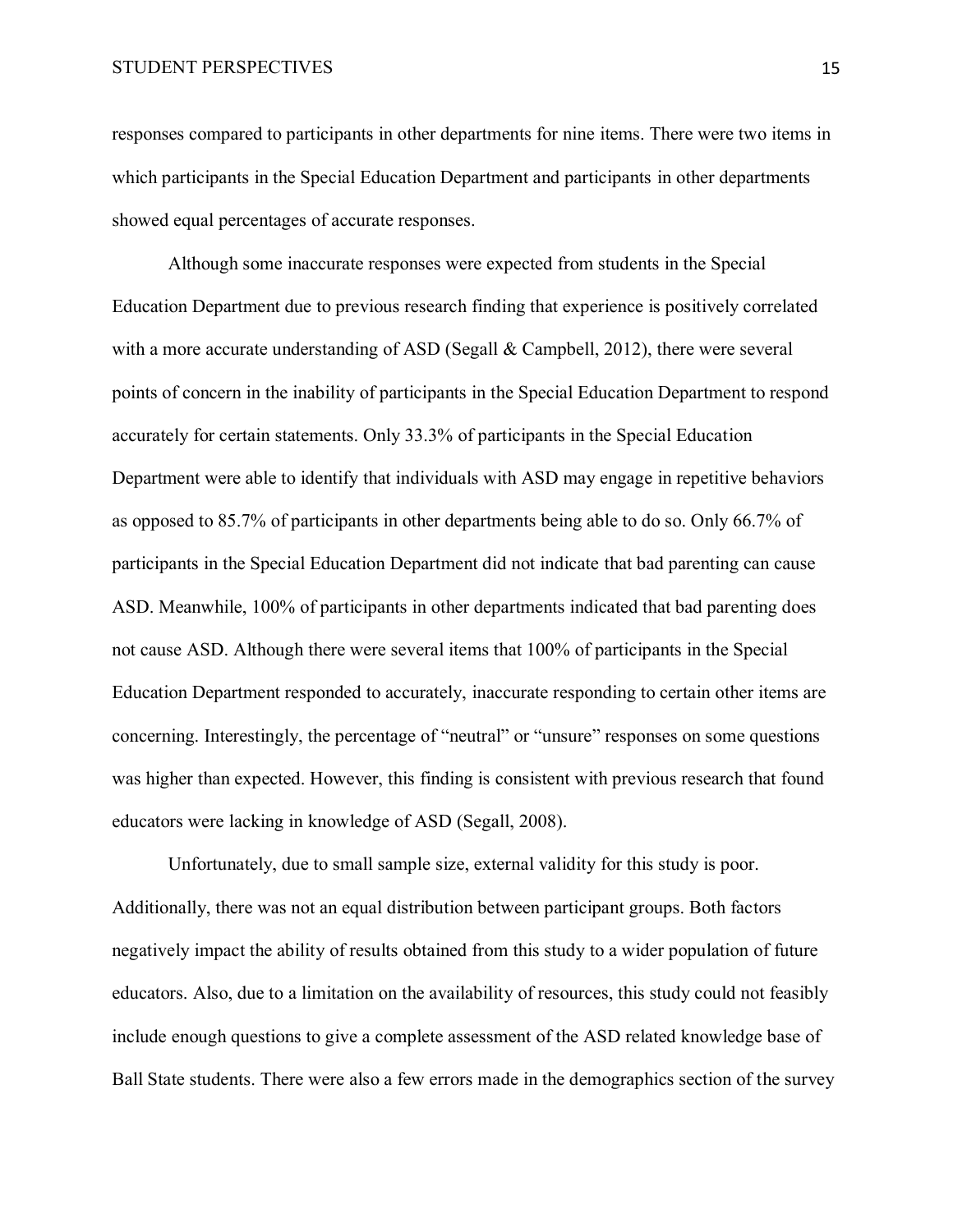responses compared to participants in other departments for nine items. There were two items in which participants in the Special Education Department and participants in other departments showed equal percentages of accurate responses.

Although some inaccurate responses were expected from students in the Special Education Department due to previous research finding that experience is positively correlated with a more accurate understanding of ASD (Segall & Campbell, 2012), there were several points of concern in the inability of participants in the Special Education Department to respond accurately for certain statements. Only 33.3% of participants in the Special Education Department were able to identify that individuals with ASD may engage in repetitive behaviors as opposed to 85.7% of participants in other departments being able to do so. Only 66.7% of participants in the Special Education Department did not indicate that bad parenting can cause ASD. Meanwhile, 100% of participants in other departments indicated that bad parenting does not cause ASD. Although there were several items that 100% of participants in the Special Education Department responded to accurately, inaccurate responding to certain other items are concerning. Interestingly, the percentage of "neutral" or "unsure" responses on some questions was higher than expected. However, this finding is consistent with previous research that found educators were lacking in knowledge of ASD (Segall, 2008).

Unfortunately, due to small sample size, external validity for this study is poor. Additionally, there was not an equal distribution between participant groups. Both factors negatively impact the ability of results obtained from this study to a wider population of future educators. Also, due to a limitation on the availability of resources, this study could not feasibly include enough questions to give a complete assessment of the ASD related knowledge base of Ball State students. There were also a few errors made in the demographics section of the survey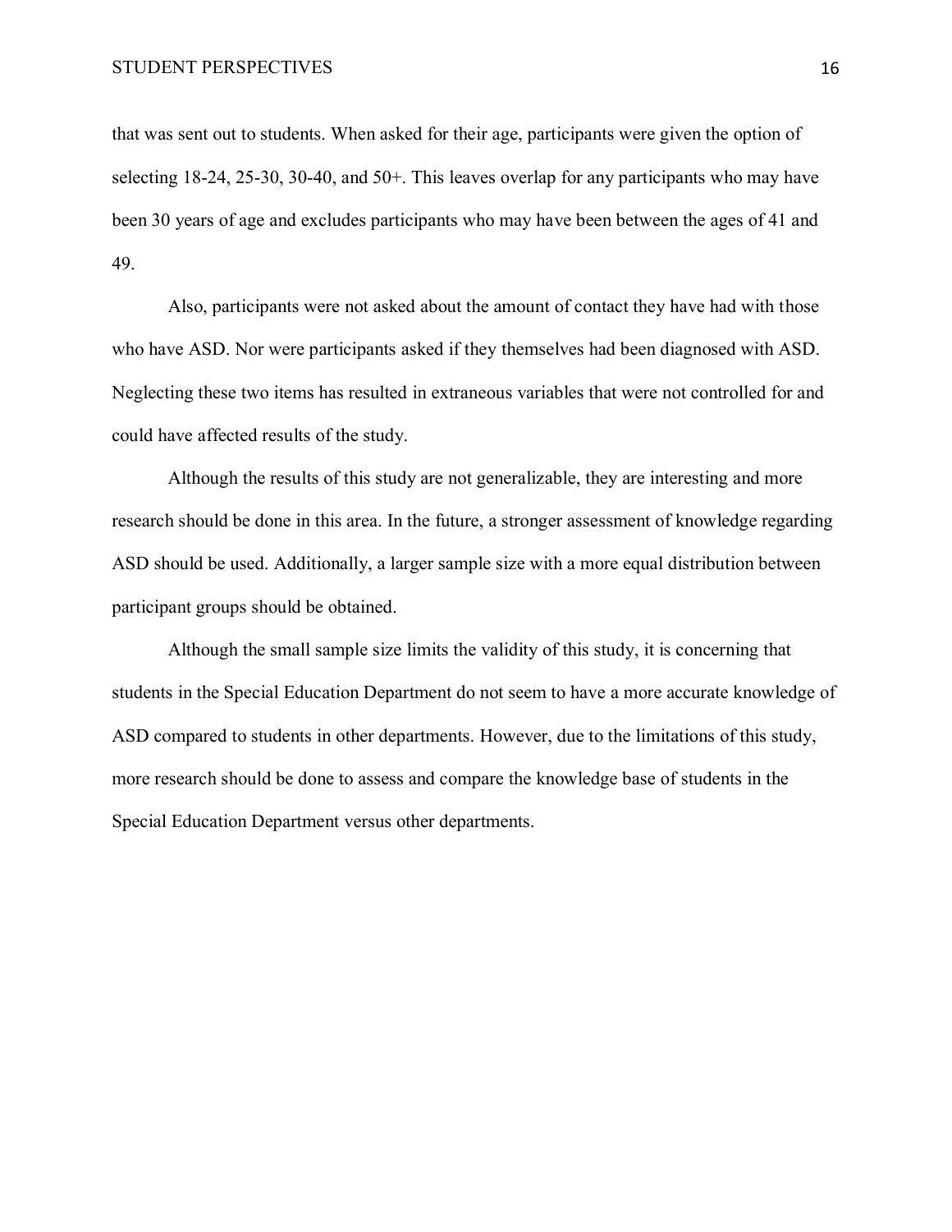that was sent out to students. When asked for their age, participants were given the option of selecting 18-24, 25-30, 30-40, and 50+. This leaves overlap for any participants who may have been 30 years of age and excludes participants who may have been between the ages of 41 and 49.

Also, participants were not asked about the amount of contact they have had with those who have ASD. Nor were participants asked if they themselves had been diagnosed with ASD. Neglecting these two items has resulted in extraneous variables that were not controlled for and could have affected results of the study.

Although the results of this study are not generalizable, they are interesting and more research should be done in this area. In the future, a stronger assessment of knowledge regarding ASD should be used. Additionally, a larger sample size with a more equal distribution between participant groups should be obtained.

Although the small sample size limits the validity of this study, it is concerning that students in the Special Education Department do not seem to have a more accurate knowledge of ASD compared to students in other departments. However, due to the limitations of this study, more research should be done to assess and compare the knowledge base of students in the Special Education Department versus other departments.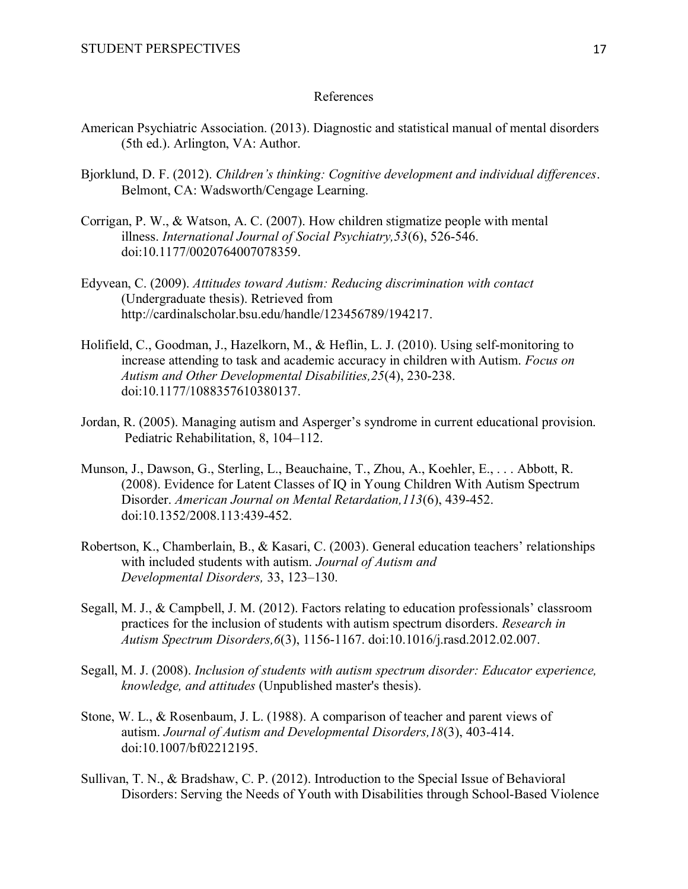# References

American Psychiatric Association. (2013). Diagnostic and statistical manual of mental disorders (5th ed.). Arlington, VA: Author.

Bjorklund, D. F. (2012). *Children's thinking: Cognitive development and individual differences*. Belmont, CA: Wadsworth/Cengage Learning.

Corrigan, P. W., & Watson, A. C. (2007). How children stigmatize people with mental illness. *International Journal of Social Psychiatry,53*(6), 526-546. doi:10.1177/0020764007078359.

Edyvean, C. (2009). *Attitudes toward Autism: Reducing discrimination with contact* (Undergraduate thesis). Retrieved from http://cardinalscholar.bsu.edu/handle/123456789/194217.

Holifield, C., Goodman, J., Hazelkorn, M., & Heflin, L. J. (2010). Using self-monitoring to increase attending to task and academic accuracy in children with Autism. *Focus on Autism and Other Developmental Disabilities,25*(4), 230-238. doi:10.1177/1088357610380137.

Jordan, R. (2005). Managing autism and Asperger's syndrome in current educational provision. Pediatric Rehabilitation, 8, 104–112.

Munson, J., Dawson, G., Sterling, L., Beauchaine, T., Zhou, A., Koehler, E., . . . Abbott, R. (2008). Evidence for Latent Classes of IQ in Young Children With Autism Spectrum Disorder. *American Journal on Mental Retardation,113*(6), 439-452. doi:10.1352/2008.113:439-452.

Robertson, K., Chamberlain, B., & Kasari, C. (2003). General education teachers' relationships with included students with autism. *Journal of Autism and Developmental Disorders,* 33, 123–130.

Segall, M. J., & Campbell, J. M. (2012). Factors relating to education professionals' classroom practices for the inclusion of students with autism spectrum disorders. *Research in Autism Spectrum Disorders,6*(3), 1156-1167. doi:10.1016/j.rasd.2012.02.007.

Segall, M. J. (2008). *Inclusion of students with autism spectrum disorder: Educator experience, knowledge, and attitudes* (Unpublished master's thesis).

Stone, W. L., & Rosenbaum, J. L. (1988). A comparison of teacher and parent views of autism. *Journal of Autism and Developmental Disorders,18*(3), 403-414. doi:10.1007/bf02212195.

Sullivan, T. N., & Bradshaw, C. P. (2012). Introduction to the Special Issue of Behavioral Disorders: Serving the Needs of Youth with Disabilities through School-Based Violence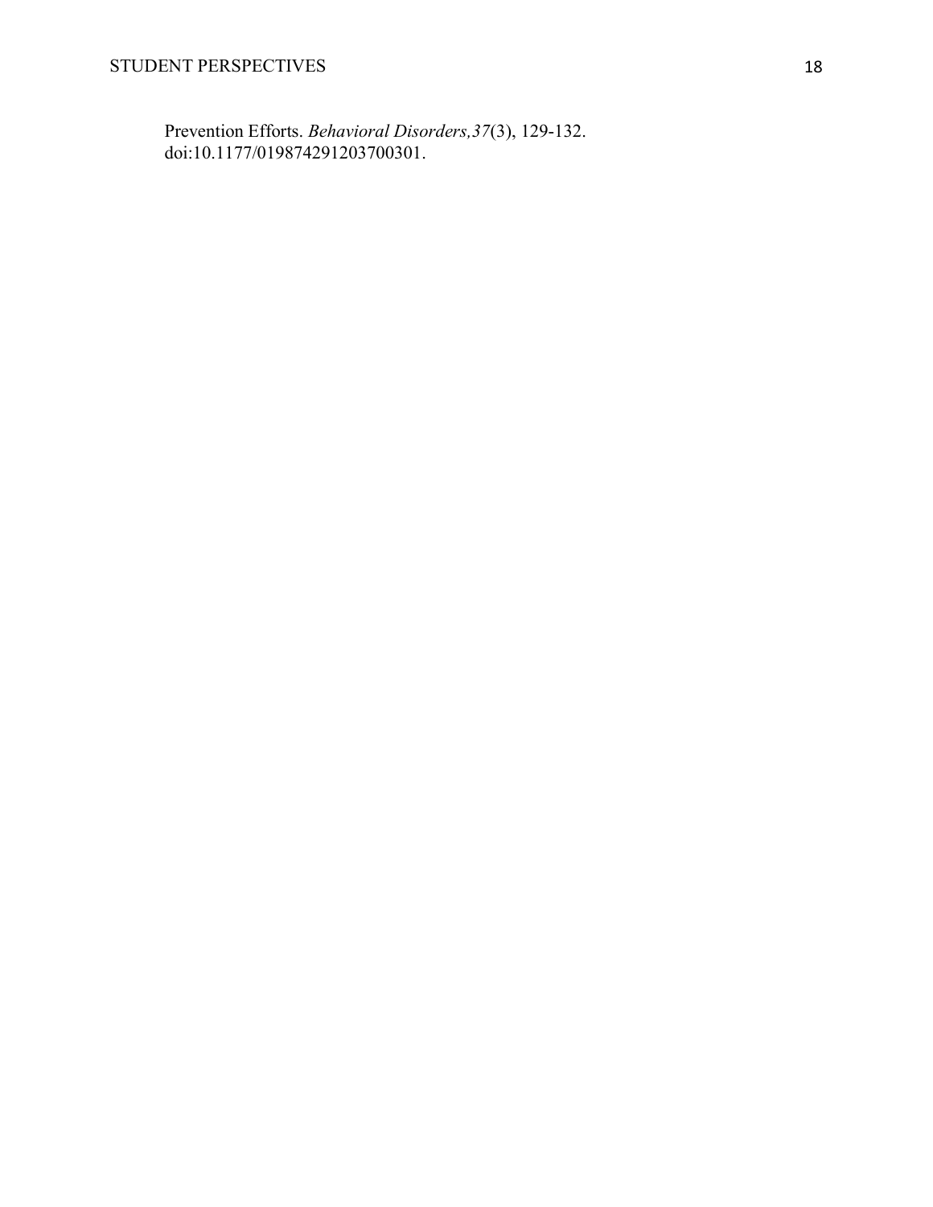Prevention Efforts. *Behavioral Disorders,37*(3), 129-132. doi:10.1177/019874291203700301.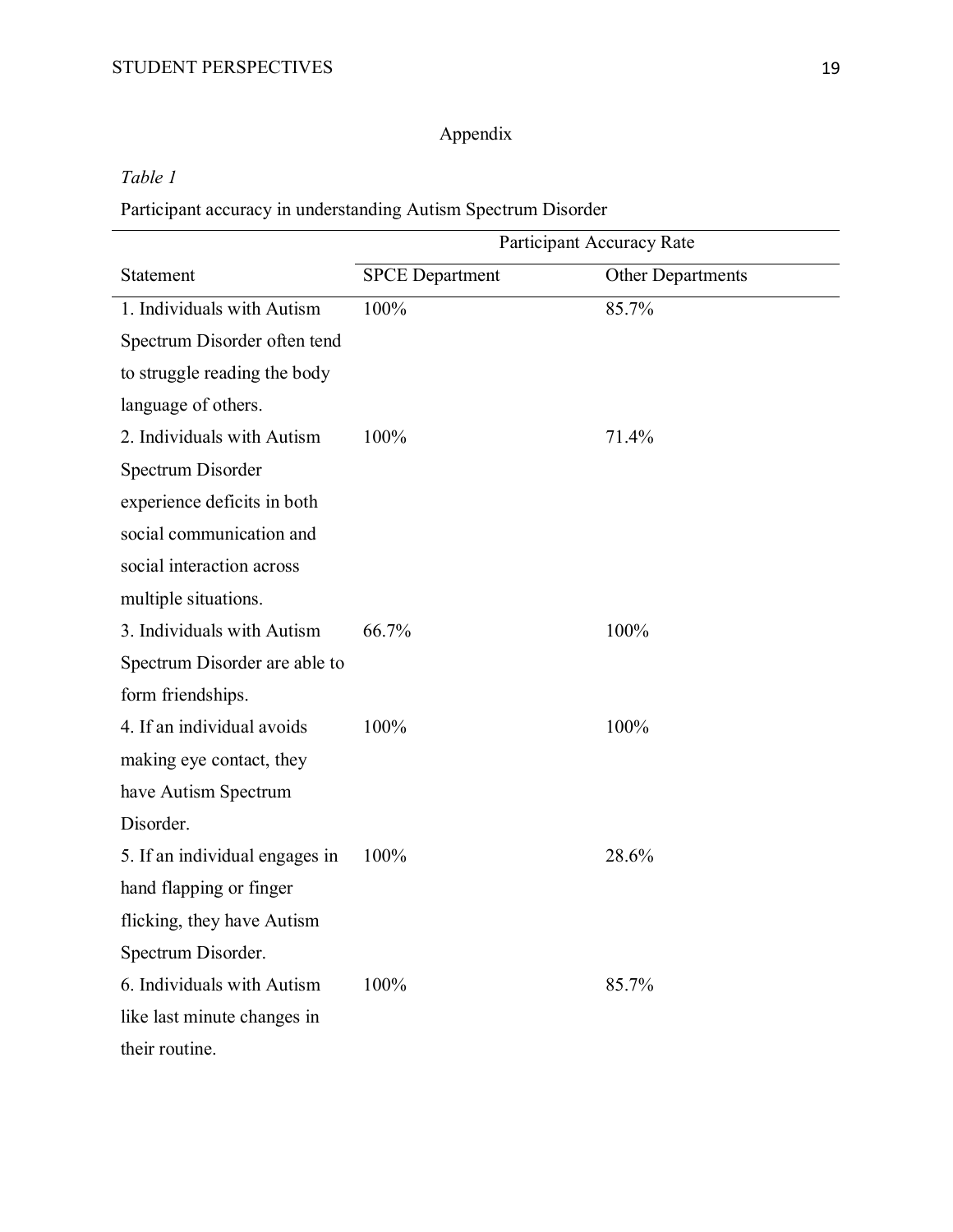# Appendix

*Table 1*

Participant accuracy in understanding Autism Spectrum Disorder

| | Participant Accuracy Rate | |
|---|---|---|
| Statement | SPCE Department | Other Departments |
| 1. Individuals with Autism Spectrum Disorder often tend to struggle reading the body language of others. | 100% | 85.7% |
| 2. Individuals with Autism Spectrum Disorder experience deficits in both social communication and social interaction across multiple situations. | 100% | 71.4% |
| 3. Individuals with Autism Spectrum Disorder are able to form friendships. | 66.7% | 100% |
| 4. If an individual avoids making eye contact, they have Autism Spectrum Disorder. | 100% | 100% |
| 5. If an individual engages in hand flapping or finger flicking, they have Autism Spectrum Disorder. | 100% | 28.6% |
| 6. Individuals with Autism like last minute changes in their routine. | 100% | 85.7% |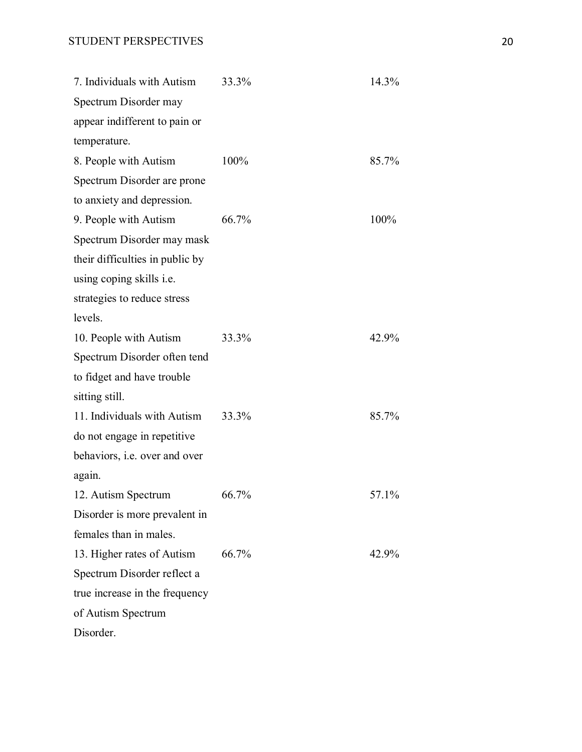| | | |
|---|---|---|
| 7. Individuals with Autism Spectrum Disorder may appear indifferent to pain or temperature. | 33.3% | 14.3% |
| 8. People with Autism Spectrum Disorder are prone to anxiety and depression. | 100% | 85.7% |
| 9. People with Autism Spectrum Disorder may mask their difficulties in public by using coping skills i.e. strategies to reduce stress levels. | 66.7% | 100% |
| 10. People with Autism Spectrum Disorder often tend to fidget and have trouble sitting still. | 33.3% | 42.9% |
| 11. Individuals with Autism do not engage in repetitive behaviors, i.e. over and over again. | 33.3% | 85.7% |
| 12. Autism Spectrum Disorder is more prevalent in females than in males. | 66.7% | 57.1% |
| 13. Higher rates of Autism Spectrum Disorder reflect a true increase in the frequency of Autism Spectrum Disorder. | 66.7% | 42.9% |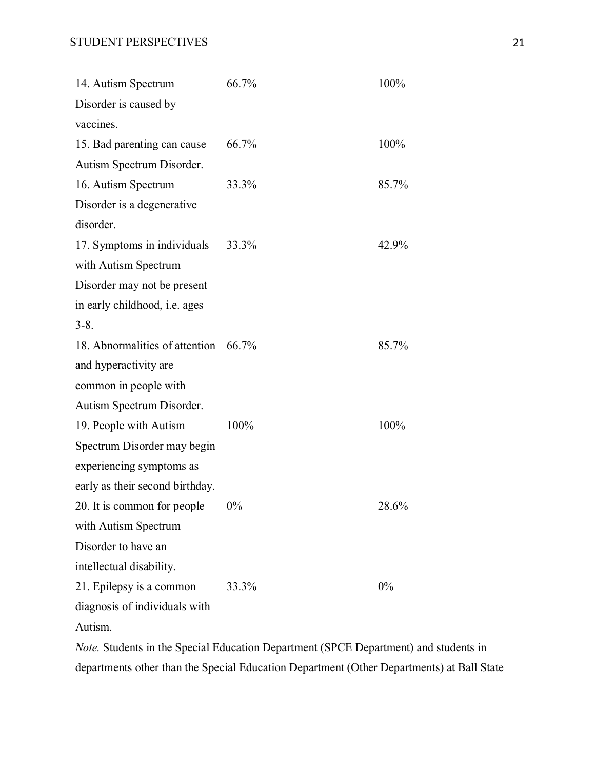| | | |
|---|---|---|
| 14. Autism Spectrum Disorder is caused by vaccines. | 66.7% | 100% |
| 15. Bad parenting can cause Autism Spectrum Disorder. | 66.7% | 100% |
| 16. Autism Spectrum Disorder is a degenerative disorder. | 33.3% | 85.7% |
| 17. Symptoms in individuals with Autism Spectrum Disorder may not be present in early childhood, i.e. ages 3-8. | 33.3% | 42.9% |
| 18. Abnormalities of attention and hyperactivity are common in people with Autism Spectrum Disorder. | 66.7% | 85.7% |
| 19. People with Autism Spectrum Disorder may begin experiencing symptoms as early as their second birthday. | 100% | 100% |
| 20. It is common for people with Autism Spectrum Disorder to have an intellectual disability. | 0% | 28.6% |
| 21. Epilepsy is a common diagnosis of individuals with Autism. | 33.3% | 0% |

*Note.* Students in the Special Education Department (SPCE Department) and students in departments other than the Special Education Department (Other Departments) at Ball State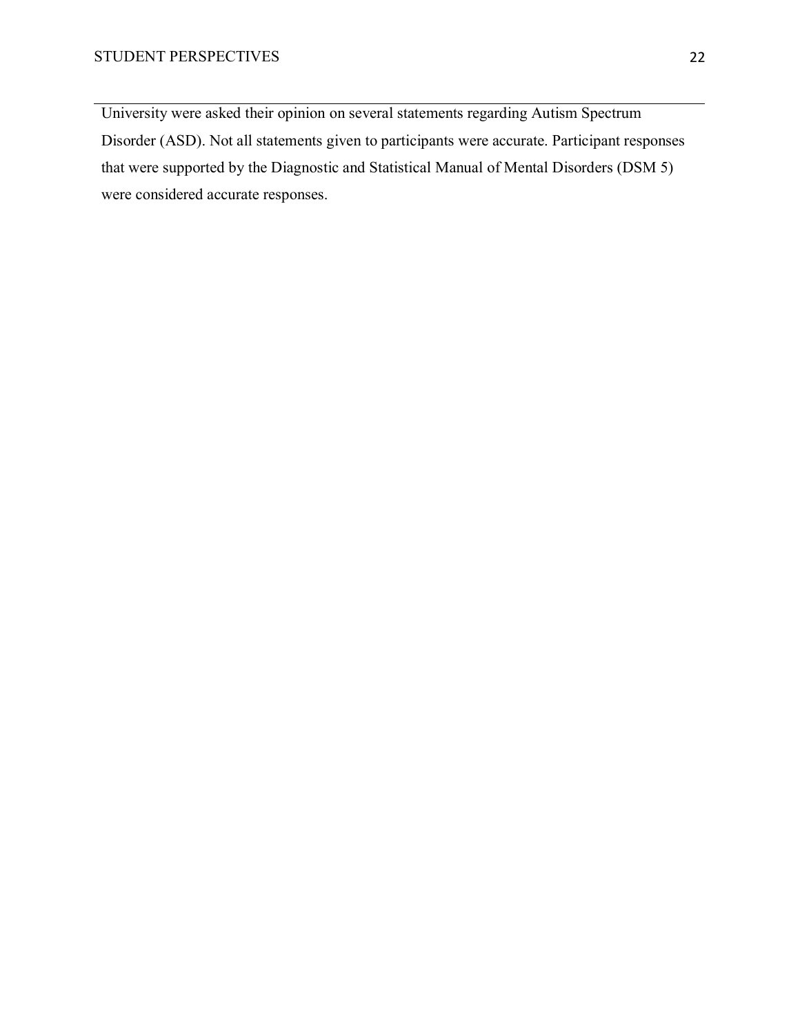University were asked their opinion on several statements regarding Autism Spectrum Disorder (ASD). Not all statements given to participants were accurate. Participant responses that were supported by the Diagnostic and Statistical Manual of Mental Disorders (DSM 5) were considered accurate responses.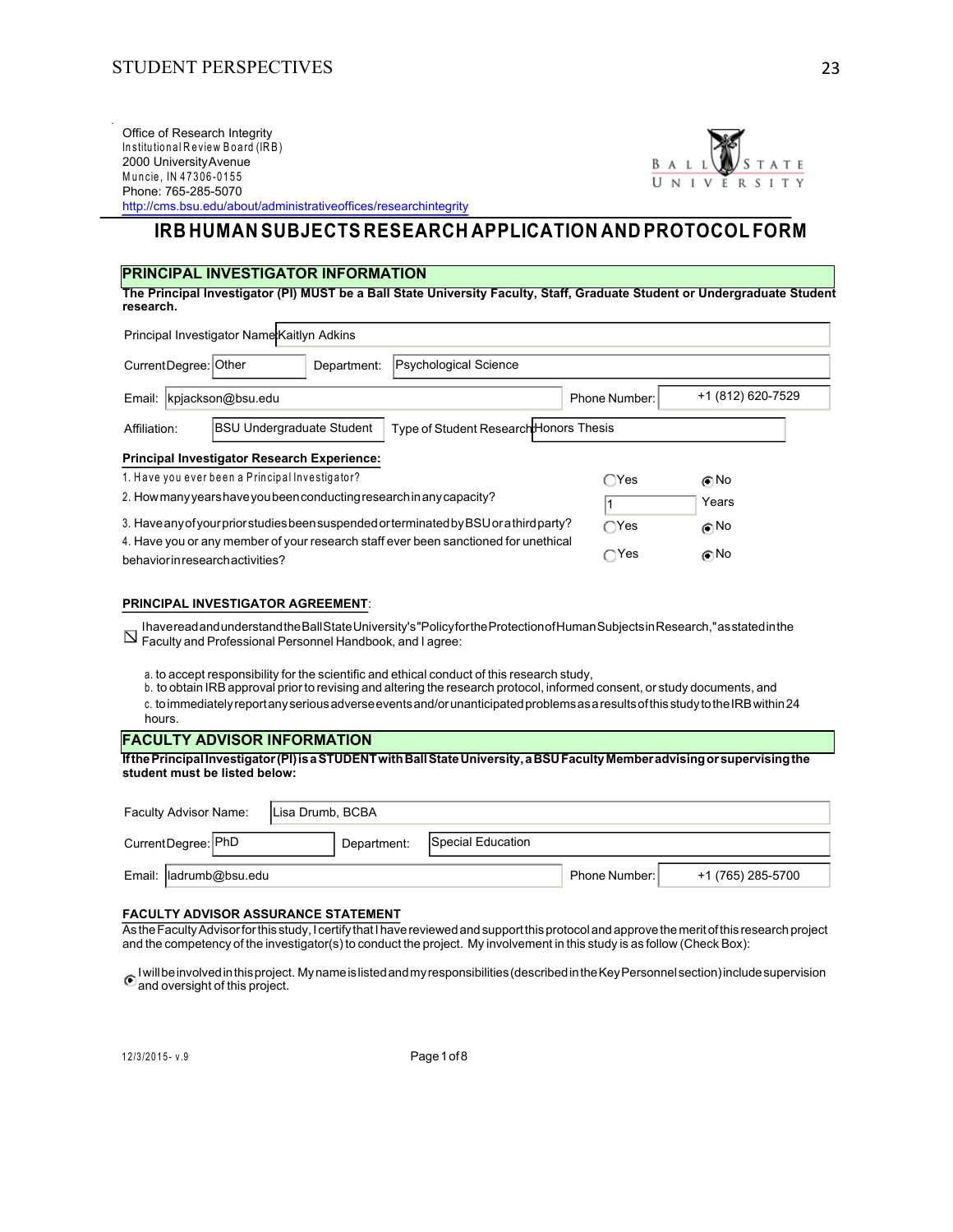Office of Research Integrity
Institutional Review Board (IRB)
2000 University Avenue
Muncie, IN 47306-0155
Phone: 765-285-5070
http://cms.bsu.edu/about/administrativeoffices/researchintegrity

BALL STATE UNIVERSITY

# IRB HUMAN SUBJECTS RESEARCH APPLICATION AND PROTOCOL FORM

## PRINCIPAL INVESTIGATOR INFORMATION

**The Principal Investigator (PI) MUST be a Ball State University Faculty, Staff, Graduate Student or Undergraduate Student research.**

| | | | |
|---|---|---|---|
| Principal Investigator Name: | Kaitlyn Adkins | | |
| Current Degree: | Other | Department: | Psychological Science |
| Email: | kpjackson@bsu.edu | Phone Number: | +1 (812) 620-7529 |
| Affiliation: | BSU Undergraduate Student | Type of Student Research: | Honors Thesis |

**Principal Investigator Research Experience:**

1. Have you ever been a Principal Investigator? ○ Yes ◉ No
2. How many years have you been conducting research in any capacity? 1 Years
3. Have any of your prior studies been suspended or terminated by BSU or a third party? ○ Yes ◉ No
4. Have you or any member of your research staff ever been sanctioned for unethical behavior in research activities? ○ Yes ◉ No

**PRINCIPAL INVESTIGATOR AGREEMENT**:

☒ I have read and understand the Ball State University's "Policy for the Protection of Human Subjects in Research," as stated in the Faculty and Professional Personnel Handbook, and I agree:

a. to accept responsibility for the scientific and ethical conduct of this research study,
b. to obtain IRB approval prior to revising and altering the research protocol, informed consent, or study documents, and
c. to immediately report any serious adverse events and/or unanticipated problems as a results of this study to the IRB within 24 hours.

## FACULTY ADVISOR INFORMATION

**If the Principal Investigator (PI) is a STUDENT with Ball State University, a BSU Faculty Member advising or supervising the student must be listed below:**

| | | | |
|---|---|---|---|
| Faculty Advisor Name: | Lisa Drumb, BCBA | | |
| Current Degree: | PhD | Department: | Special Education |
| Email: | ladrumb@bsu.edu | Phone Number: | +1 (765) 285-5700 |

**FACULTY ADVISOR ASSURANCE STATEMENT**

As the Faculty Advisor for this study, I certify that I have reviewed and support this protocol and approve the merit of this research project and the competency of the investigator(s) to conduct the project. My involvement in this study is as follow (Check Box):

◉ I will be involved in this project. My name is listed and my responsibilities (described in the Key Personnel section) include supervision and oversight of this project.

12/3/2015 - v.9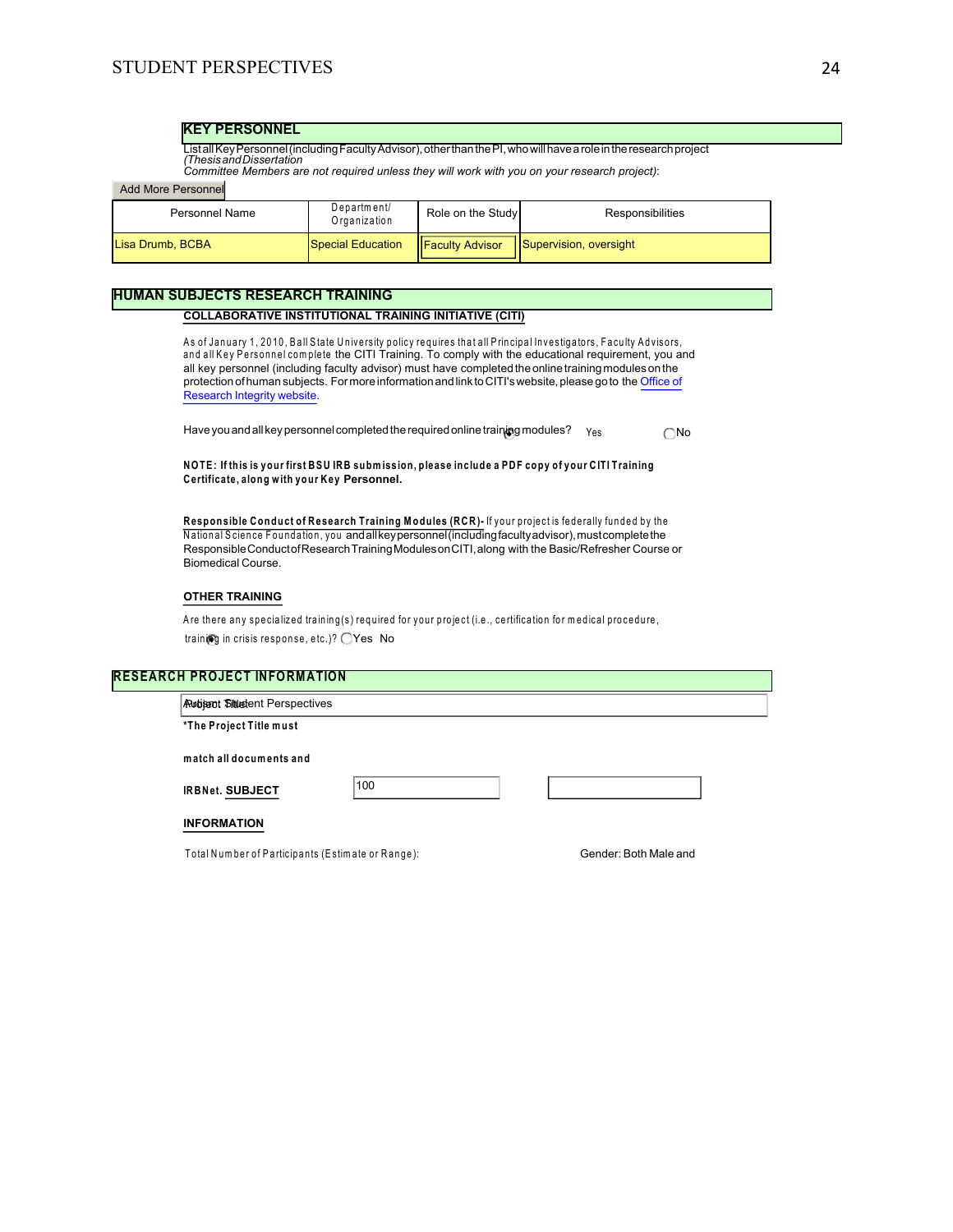## KEY PERSONNEL

List all Key Personnel (including Faculty Advisor), other than the PI, who will have a role in the research project *(Thesis and Dissertation Committee Members are not required unless they will work with you on your research project)*:

Add More Personnel

| Personnel Name | Department/ Organization | Role on the Study | Responsibilities |
|---|---|---|---|
| Lisa Drumb, BCBA | Special Education | Faculty Advisor | Supervision, oversight |

## HUMAN SUBJECTS RESEARCH TRAINING

**COLLABORATIVE INSTITUTIONAL TRAINING INITIATIVE (CITI)**

As of January 1, 2010, Ball State University policy requires that all Principal Investigators, Faculty Advisors, and all Key Personnel complete the CITI Training. To comply with the educational requirement, you and all key personnel (including faculty advisor) must have completed the online training modules on the protection of human subjects. For more information and link to CITI's website, please go to the Office of Research Integrity website.

Have you and all key personnel completed the required online training modules? Yes No

**NOTE: If this is your first BSU IRB submission, please include a PDF copy of your CITI Training Certificate, along with your Key Personnel.**

**Responsible Conduct of Research Training Modules (RCR)-** If your project is federally funded by the National Science Foundation, you and all key personnel (including faculty advisor), must complete the Responsible Conduct of Research Training Modules on CITI, along with the Basic/Refresher Course or Biomedical Course.

**OTHER TRAINING**

Are there any specialized training(s) required for your project (i.e., certification for medical procedure, training in crisis response, etc.)? Yes No

## RESEARCH PROJECT INFORMATION

Project Title: Autism Student Perspectives

***The Project Title must match all documents and IRBNet.**

**SUBJECT INFORMATION**

Total Number of Participants (Estimate or Range): 100

Gender: Both Male and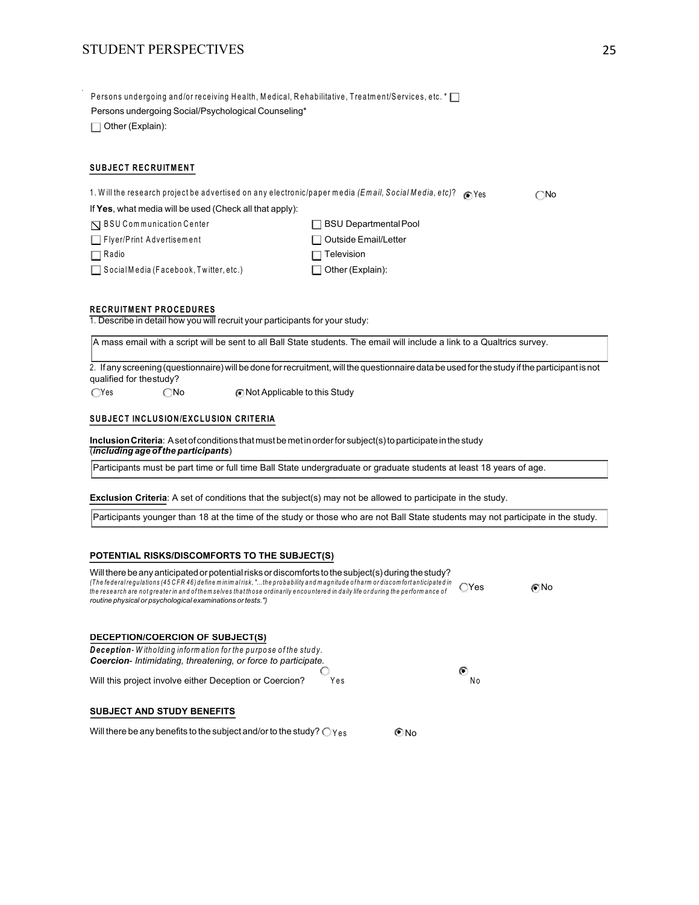Persons undergoing and/or receiving Health, Medical, Rehabilitative, Treatment/Services, etc. * ☐

Persons undergoing Social/Psychological Counseling*

☐ Other (Explain):

**SUBJECT RECRUITMENT**

1. Will the research project be advertised on any electronic/paper media *(Email, Social Media, etc)*? ◉ Yes ○ No

If **Yes**, what media will be used (Check all that apply):

| | |
|---|---|
| ☒ BSU Communication Center | ☐ BSU Departmental Pool |
| ☐ Flyer/Print Advertisement | ☐ Outside Email/Letter |
| ☐ Radio | ☐ Television |
| ☐ Social Media (Facebook, Twitter, etc.) | ☐ Other (Explain): |

**RECRUITMENT PROCEDURES**

1. Describe in detail how you will recruit your participants for your study:

A mass email with a script will be sent to all Ball State students. The email will include a link to a Qualtrics survey.

2. If any screening (questionnaire) will be done for recruitment, will the questionnaire data be used for the study if the participant is not qualified for the study?

○ Yes ○ No ◉ Not Applicable to this Study

**SUBJECT INCLUSION/EXCLUSION CRITERIA**

**Inclusion Criteria**: A set of conditions that must be met in order for subject(s) to participate in the study (***including age of the participants***)

Participants must be part time or full time Ball State undergraduate or graduate students at least 18 years of age.

**Exclusion Criteria**: A set of conditions that the subject(s) may not be allowed to participate in the study.

Participants younger than 18 at the time of the study or those who are not Ball State students may not participate in the study.

**POTENTIAL RISKS/DISCOMFORTS TO THE SUBJECT(S)**

Will there be any anticipated or potential risks or discomforts to the subject(s) during the study? *(The federal regulations (45 CFR 46) define minimal risk, "...the probability and magnitude of harm or discomfort anticipated in the research are not greater in and of themselves that those ordinarily encountered in daily life or during the performance of routine physical or psychological examinations or tests.")* ○ Yes ◉ No

**DECEPTION/COERCION OF SUBJECT(S)**

***Deception****- Withholding information for the purpose of the study.*
***Coercion****- Intimidating, threatening, or force to participate.*

Will this project involve either Deception or Coercion? ○ Yes ◉ No

**SUBJECT AND STUDY BENEFITS**

Will there be any benefits to the subject and/or to the study? ○ Yes ◉ No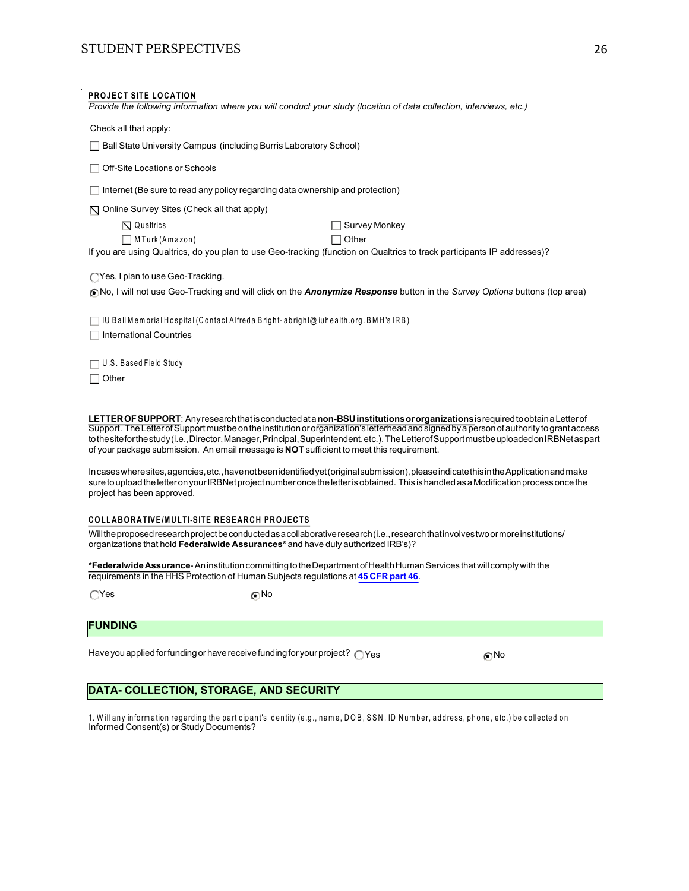**PROJECT SITE LOCATION**

*Provide the following information where you will conduct your study (location of data collection, interviews, etc.)*

Check all that apply:

- [ ] Ball State University Campus (including Burris Laboratory School)
- [ ] Off-Site Locations or Schools
- [ ] Internet (Be sure to read any policy regarding data ownership and protection)
- [x] Online Survey Sites (Check all that apply)
  - [x] Qualtrics
  - [ ] Survey Monkey
  - [ ] MTurk (Amazon)
  - [ ] Other

If you are using Qualtrics, do you plan to use Geo-tracking (function on Qualtrics to track participants IP addresses)?

( ) Yes, I plan to use Geo-Tracking.

(•) No, I will not use Geo-Tracking and will click on the ***Anonymize Response*** button in the *Survey Options* buttons (top area)

- [ ] IU Ball Memorial Hospital (Contact Alfreda Bright- abright@iuhealth.org. BMH's IRB)
- [ ] International Countries
- [ ] U.S. Based Field Study
- [ ] Other

**LETTER OF SUPPORT**: Any research that is conducted at a **non-BSU institutions or organizations** is required to obtain a Letter of Support. The Letter of Support must be on the institution or organization's letterhead and signed by a person of authority to grant access to the site for the study (i.e., Director, Manager, Principal, Superintendent, etc.). The Letter of Support must be uploaded on IRBNet as part of your package submission. An email message is **NOT** sufficient to meet this requirement.

In cases where sites, agencies, etc., have not been identified yet (original submission), please indicate this in the Application and make sure to upload the letter on your IRBNet project number once the letter is obtained. This is handled as a Modification process once the project has been approved.

**COLLABORATIVE/MULTI-SITE RESEARCH PROJECTS**

Will the proposed research project be conducted as a collaborative research (i.e., research that involves two or more institutions/ organizations that hold **Federalwide Assurances*** and have duly authorized IRB's)?

***Federalwide Assurance**- An institution committing to the Department of Health Human Services that will comply with the requirements in the HHS Protection of Human Subjects regulations at **45 CFR part 46**.

( ) Yes (•) No

## FUNDING

Have you applied for funding or have receive funding for your project? ( ) Yes (•) No

## DATA- COLLECTION, STORAGE, AND SECURITY

1. Will any information regarding the participant's identity (e.g., name, DOB, SSN, ID Number, address, phone, etc.) be collected on Informed Consent(s) or Study Documents?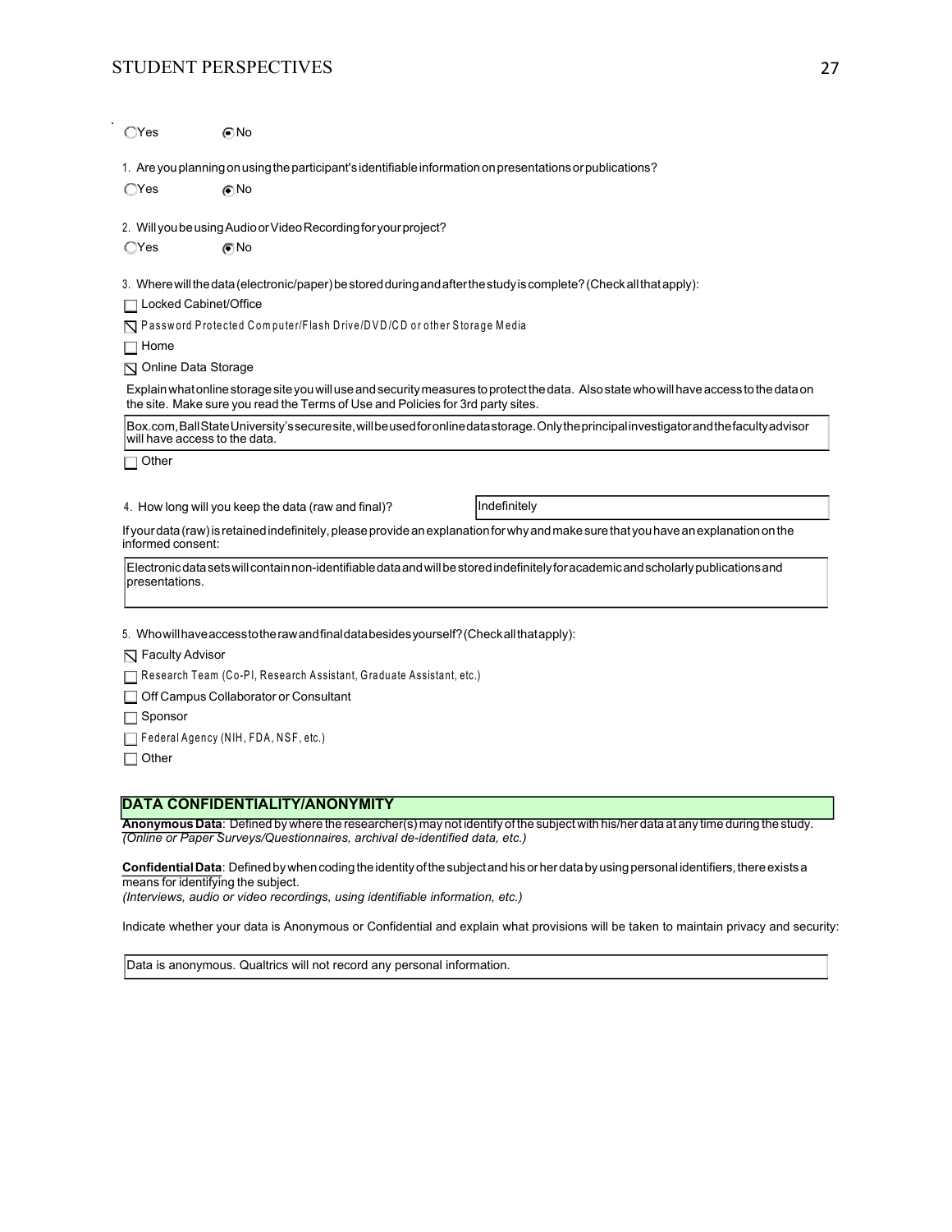○ Yes ◉ No

1. Are you planning on using the participant's identifiable information on presentations or publications?

○ Yes ◉ No

2. Will you be using Audio or Video Recording for your project?

○ Yes ◉ No

3. Where will the data (electronic/paper) be stored during and after the study is complete? (Check all that apply):

- [ ] Locked Cabinet/Office
- [x] Password Protected Computer/Flash Drive/DVD/CD or other Storage Media
- [ ] Home
- [x] Online Data Storage

Explain what online storage site you will use and security measures to protect the data. Also state who will have access to the data on the site. Make sure you read the Terms of Use and Policies for 3rd party sites.

Box.com, Ball State University's secure site, will be used for online data storage. Only the principal investigator and the faculty advisor will have access to the data.

- [ ] Other

4. How long will you keep the data (raw and final)? Indefinitely

If your data (raw) is retained indefinitely, please provide an explanation for why and make sure that you have an explanation on the informed consent:

Electronic data sets will contain non-identifiable data and will be stored indefinitely for academic and scholarly publications and presentations.

5. Who will have access to the raw and final data besides yourself? (Check all that apply):

- [x] Faculty Advisor
- [ ] Research Team (Co-PI, Research Assistant, Graduate Assistant, etc.)
- [ ] Off Campus Collaborator or Consultant
- [ ] Sponsor
- [ ] Federal Agency (NIH, FDA, NSF, etc.)
- [ ] Other

## DATA CONFIDENTIALITY/ANONYMITY

**Anonymous Data**: Defined by where the researcher(s) may not identify of the subject with his/her data at any time during the study. *(Online or Paper Surveys/Questionnaires, archival de-identified data, etc.)*

**Confidential Data**: Defined by when coding the identity of the subject and his or her data by using personal identifiers, there exists a means for identifying the subject. *(Interviews, audio or video recordings, using identifiable information, etc.)*

Indicate whether your data is Anonymous or Confidential and explain what provisions will be taken to maintain privacy and security:

Data is anonymous. Qualtrics will not record any personal information.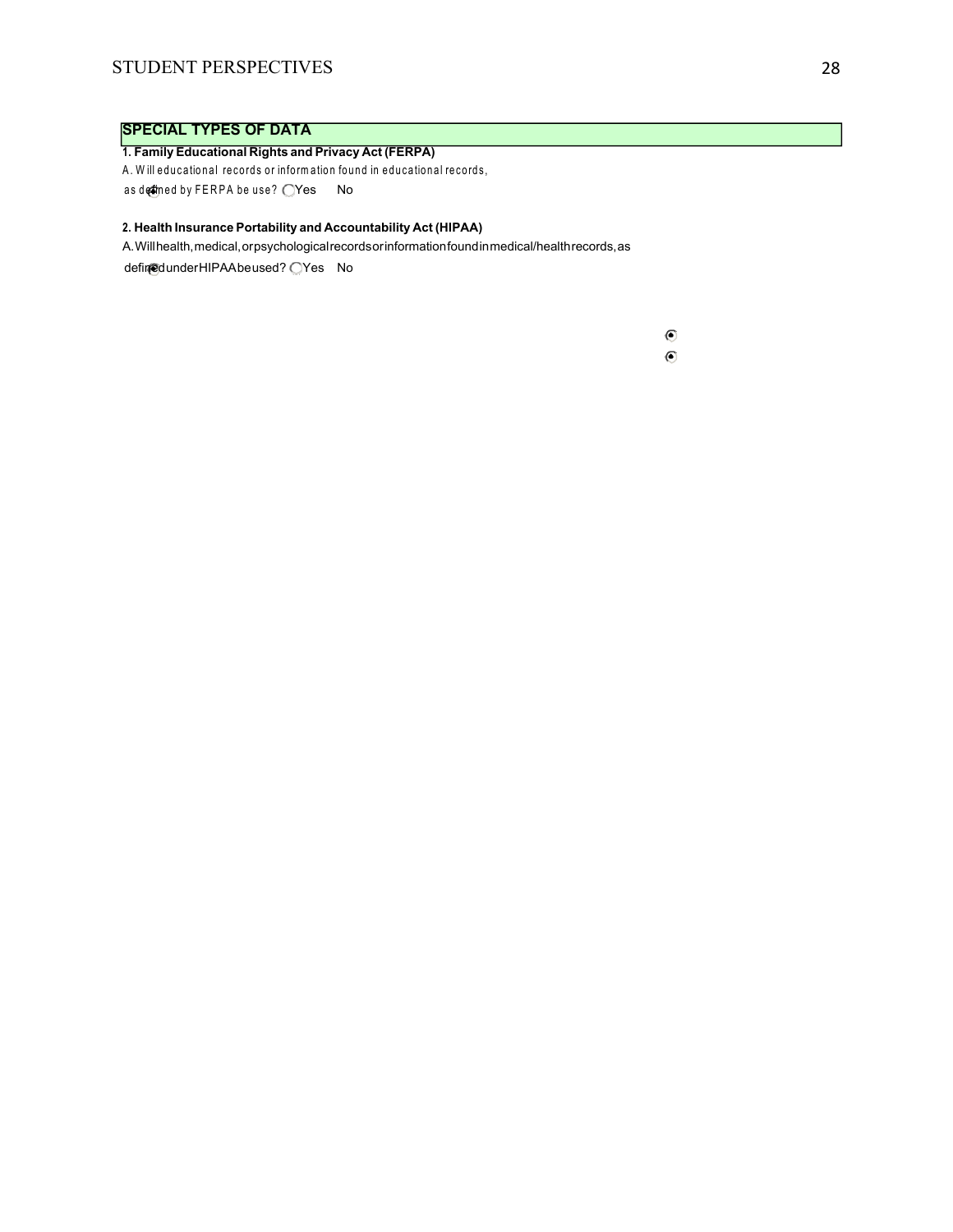## SPECIAL TYPES OF DATA

**1. Family Educational Rights and Privacy Act (FERPA)**

A. Will educational records or information found in educational records, as defined by FERPA be use? ◯ Yes ◉ No

**2. Health Insurance Portability and Accountability Act (HIPAA)**

A. Will health, medical, or psychological records or information found in medical/health records, as defined under HIPAA be used? ◯ Yes ◉ No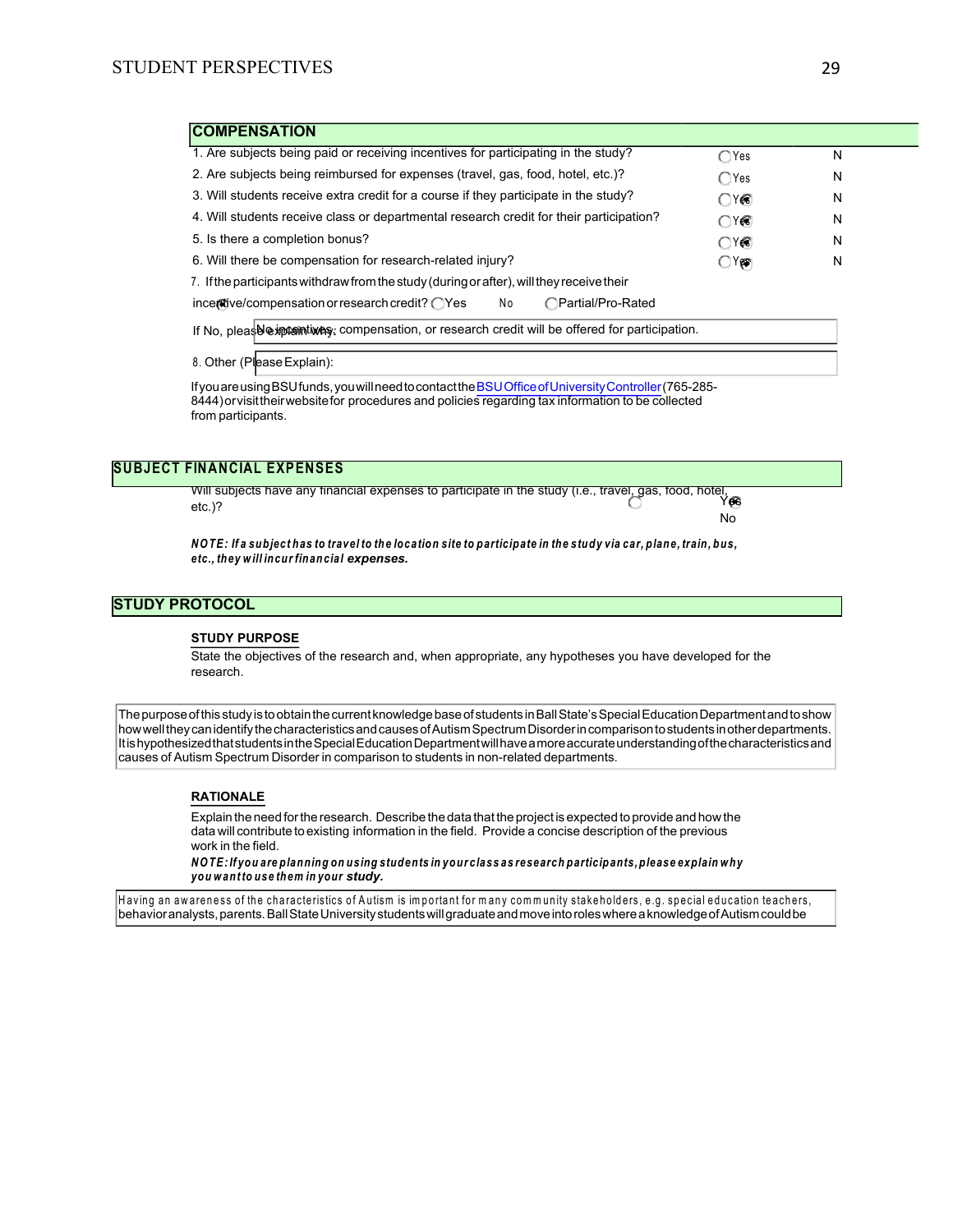## COMPENSATION

| | | |
|---|---|---|
| 1. Are subjects being paid or receiving incentives for participating in the study? | Yes | N |
| 2. Are subjects being reimbursed for expenses (travel, gas, food, hotel, etc.)? | Yes | N |
| 3. Will students receive extra credit for a course if they participate in the study? | Yes | N |
| 4. Will students receive class or departmental research credit for their participation? | Yes | N |
| 5. Is there a completion bonus? | Yes | N |
| 6. Will there be compensation for research-related injury? | Yes | N |

7. If the participants withdraw from the study (during or after), will they receive their incentive/compensation or research credit? Yes No Partial/Pro-Rated

If No, please explain why: No incentives, compensation, or research credit will be offered for participation.

8. Other (Please Explain):

If you are using BSU funds, you will need to contact the BSU Office of University Controller (765-285-8444) or visit their website for procedures and policies regarding tax information to be collected from participants.

## SUBJECT FINANCIAL EXPENSES

Will subjects have any financial expenses to participate in the study (i.e., travel, gas, food, hotel, etc.)? Yes No

***NOTE: If a subject has to travel to the location site to participate in the study via car, plane, train, bus, etc., they will incur financial expenses.***

## STUDY PROTOCOL

### STUDY PURPOSE

State the objectives of the research and, when appropriate, any hypotheses you have developed for the research.

The purpose of this study is to obtain the current knowledge base of students in Ball State's Special Education Department and to show how well they can identify the characteristics and causes of Autism Spectrum Disorder in comparison to students in other departments. It is hypothesized that students in the Special Education Department will have a more accurate understanding of the characteristics and causes of Autism Spectrum Disorder in comparison to students in non-related departments.

### RATIONALE

Explain the need for the research. Describe the data that the project is expected to provide and how the data will contribute to existing information in the field. Provide a concise description of the previous work in the field.

***NOTE: If you are planning on using students in your class as research participants, please explain why you want to use them in your study.***

Having an awareness of the characteristics of Autism is important for many community stakeholders, e.g. special education teachers, behavior analysts, parents. Ball State University students will graduate and move into roles where a knowledge of Autism could be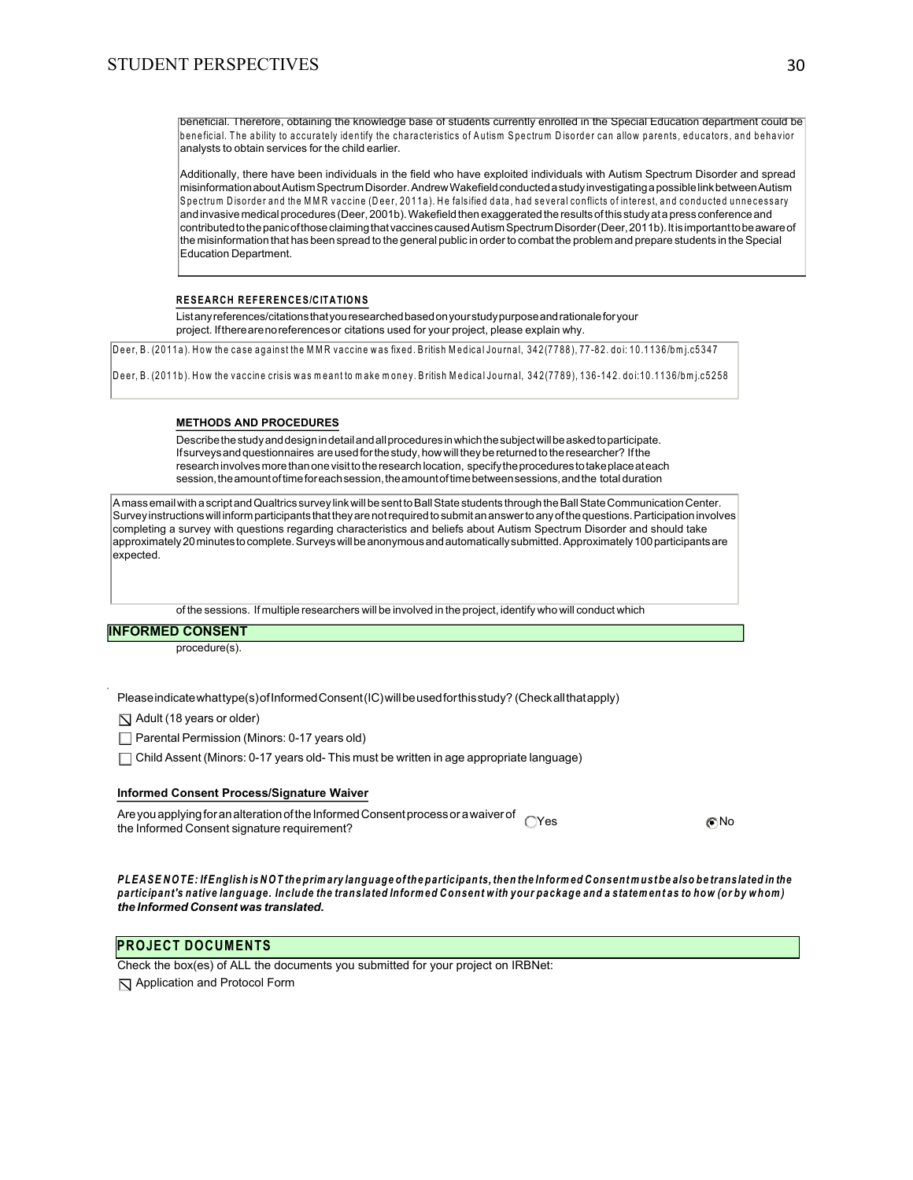beneficial. Therefore, obtaining the knowledge base of students currently enrolled in the Special Education department could be beneficial. The ability to accurately identify the characteristics of Autism Spectrum Disorder can allow parents, educators, and behavior analysts to obtain services for the child earlier.

Additionally, there have been individuals in the field who have exploited individuals with Autism Spectrum Disorder and spread misinformation about Autism Spectrum Disorder. Andrew Wakefield conducted a study investigating a possible link between Autism Spectrum Disorder and the MMR vaccine (Deer, 2011a). He falsified data, had several conflicts of interest, and conducted unnecessary and invasive medical procedures (Deer, 2001b). Wakefield then exaggerated the results of this study at a press conference and contributed to the panic of those claiming that vaccines caused Autism Spectrum Disorder (Deer, 2011b). It is important to be aware of the misinformation that has been spread to the general public in order to combat the problem and prepare students in the Special Education Department.

**RESEARCH REFERENCES/CITATIONS**

List any references/citations that you researched based on your study purpose and rationale for your project. If there are no references or citations used for your project, please explain why.

Deer, B. (2011a). How the case against the MMR vaccine was fixed. British Medical Journal, 342(7788), 77-82. doi: 10.1136/bmj.c5347

Deer, B. (2011b). How the vaccine crisis was meant to make money. British Medical Journal, 342(7789), 136-142. doi:10.1136/bmj.c5258

**METHODS AND PROCEDURES**

Describe the study and design in detail and all procedures in which the subject will be asked to participate. If surveys and questionnaires are used for the study, how will they be returned to the researcher? If the research involves more than one visit to the research location, specify the procedures to take place at each session, the amount of time for each session, the amount of time between sessions, and the total duration of the sessions. If multiple researchers will be involved in the project, identify who will conduct which procedure(s).

A mass email with a script and Qualtrics survey link will be sent to Ball State students through the Ball State Communication Center. Survey instructions will inform participants that they are not required to submit an answer to any of the questions. Participation involves completing a survey with questions regarding characteristics and beliefs about Autism Spectrum Disorder and should take approximately 20 minutes to complete. Surveys will be anonymous and automatically submitted. Approximately 100 participants are expected.

**INFORMED CONSENT**

Please indicate what type(s) of Informed Consent (IC) will be used for this study? (Check all that apply)

- [x] Adult (18 years or older)
- [ ] Parental Permission (Minors: 0-17 years old)
- [ ] Child Assent (Minors: 0-17 years old- This must be written in age appropriate language)

**Informed Consent Process/Signature Waiver**

Are you applying for an alteration of the Informed Consent process or a waiver of the Informed Consent signature requirement? ○ Yes ● No

***PLEASE NOTE: If English is NOT the primary language of the participants, then the Informed Consent must be also be translated in the participant's native language. Include the translated Informed Consent with your package and a statement as to how (or by whom) the Informed Consent was translated.***

**PROJECT DOCUMENTS**

Check the box(es) of ALL the documents you submitted for your project on IRBNet:

- [x] Application and Protocol Form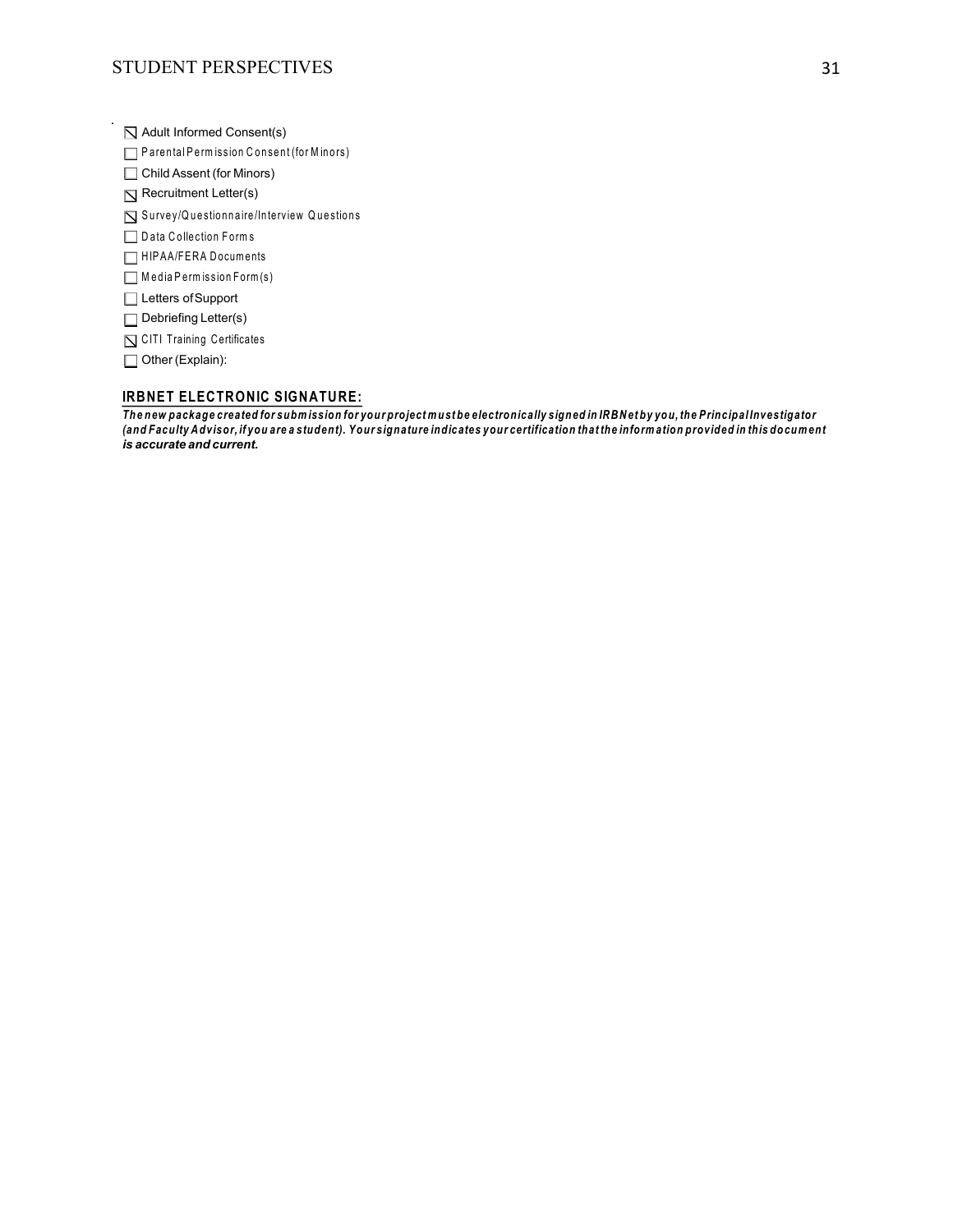- [x] Adult Informed Consent(s)
- [ ] Parental Permission Consent (for Minors)
- [ ] Child Assent (for Minors)
- [x] Recruitment Letter(s)
- [x] Survey/Questionnaire/Interview Questions
- [ ] Data Collection Forms
- [ ] HIPAA/FERA Documents
- [ ] Media Permission Form(s)
- [ ] Letters of Support
- [ ] Debriefing Letter(s)
- [x] CITI Training Certificates
- [ ] Other (Explain):

**IRBNET ELECTRONIC SIGNATURE:**

***The new package created for submission for your project must be electronically signed in IRBNet by you, the Principal Investigator (and Faculty Advisor, if you are a student). Your signature indicates your certification that the information provided in this document is accurate and current.***